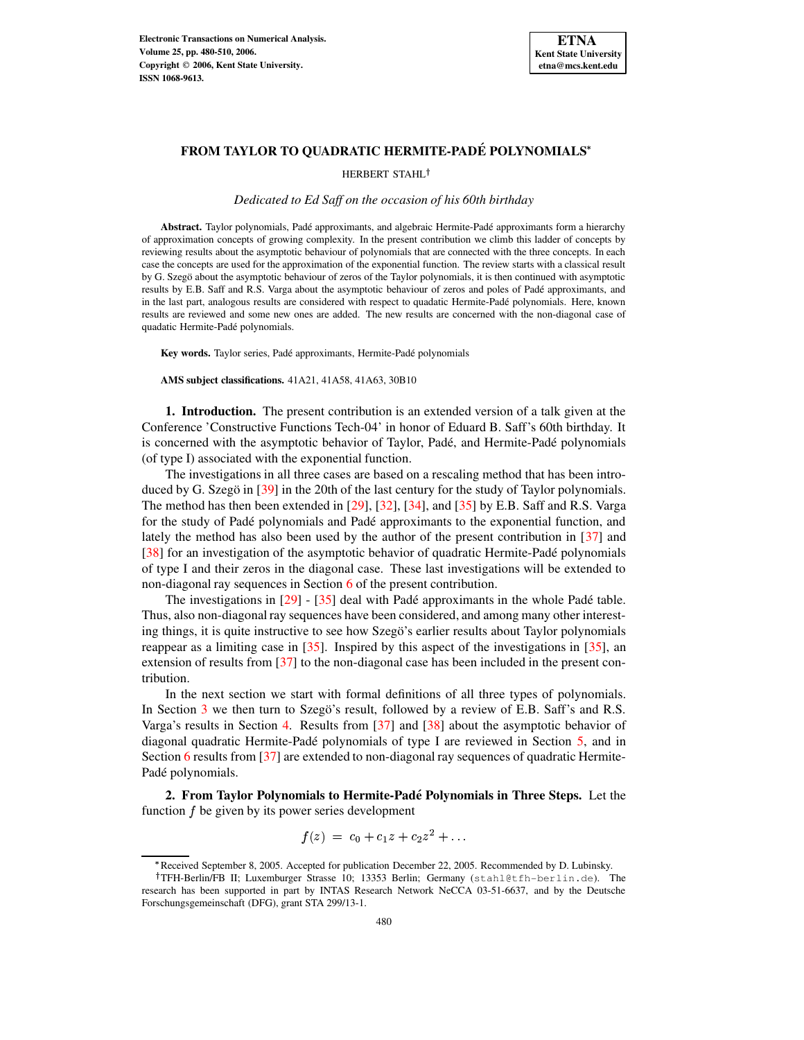# FROM TAYLOR TO QUADRATIC HERMITE-PADÉ POLYNOMIALS*

HERBERT STAHL†

*Dedicated to Ed Saff on the occasion of his 60th birthday*

**Abstract.** Taylor polynomials, Padé approximants, and algebraic Hermite-Padé approximants form a hierarchy of approximation concepts of growing complexity. In the present contribution we climb this ladder of concepts by reviewing results about the asymptotic behaviour of polynomials that are connected with the three concepts. In each case the concepts are used for the approximation of the exponential function. The review starts with a classical result by G. Szegö about the asymptotic behaviour of zeros of the Taylor polynomials, it is then continued with asymptotic results by E.B. Saff and R.S. Varga about the asymptotic behaviour of zeros and poles of Padé approximants, and in the last part, analogous results are considered with respect to quadatic Hermite-Padé polynomials. Here, known results are reviewed and some new ones are added. The new results are concerned with the non-diagonal case of quadatic Hermite-Padé polynomials.

**Key words.** Taylor series, Padé approximants, Hermite-Padé polynomials

**AMS subject classifications.** 41A21, 41A58, 41A63, 30B10

**1. Introduction.** The present contribution is an extended version of a talk given at the Conference 'Constructive Functions Tech-04' in honor of Eduard B. Saff's 60th birthday. It is concerned with the asymptotic behavior of Taylor, Padé, and Hermite-Padé polynomials (of type I) associated with the exponential function.

The investigations in all three cases are based on a rescaling method that has been introduced by G. Szegö in [39] in the 20th of the last century for the study of Taylor polynomials. The method has then been extended in [29], [32], [34], and [35] by E.B. Saff and R.S. Varga for the study of Padé polynomials and Padé approximants to the exponential function, and lately the method has also been used by the author of the present contribution in [37] and [38] for an investigation of the asymptotic behavior of quadratic Hermite-Padé polynomials of type I and their zeros in the diagonal case. These last investigations will be extended to non-diagonal ray sequences in Section 6 of the present contribution.

The investigations in [29] - [35] deal with Padé approximants in the whole Padé table. Thus, also non-diagonal ray sequences have been considered, and among many other interesting things, it is quite instructive to see how Szegö's earlier results about Taylor polynomials reappear as a limiting case in [35]. Inspired by this aspect of the investigations in [35], an extension of results from [37] to the non-diagonal case has been included in the present contribution.

In the next section we start with formal definitions of all three types of polynomials. In Section 3 we then turn to Szegö's result, followed by a review of E.B. Saff's and R.S. Varga's results in Section 4. Results from [37] and [38] about the asymptotic behavior of diagonal quadratic Hermite-Padé polynomials of type I are reviewed in Section 5, and in Section 6 results from [37] are extended to non-diagonal ray sequences of quadratic Hermite-Padé polynomials.

**2. From Taylor Polynomials to Hermite-Padé Polynomials in Three Steps.** Let the function $f$ be given by its power series development

$$f(z) = c_0 + c_1 z + c_2 z^2 + \ldots$$

---

*Received September 8, 2005. Accepted for publication December 22, 2005. Recommended by D. Lubinsky.

†TFH-Berlin/FB II; Luxemburger Strasse 10; 13353 Berlin; Germany (stahl@tfh-berlin.de). The research has been supported in part by INTAS Research Network NeCCA 03-51-6637, and by the Deutsche Forschungsgemeinschaft (DFG), grant STA 299/13-1.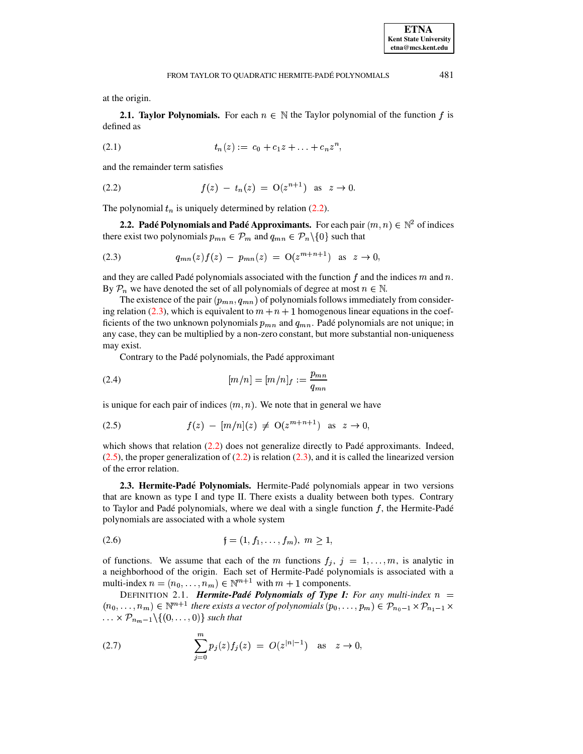at the origin.

**2.1. Taylor Polynomials.** For each $n \in \mathbb{N}$ the Taylor polynomial of the function $f$ is defined as

$$t_n(z) := c_0 + c_1 z + \ldots + c_n z^n, \tag{2.1}$$

and the remainder term satisfies

$$f(z) - t_n(z) = \mathrm{O}(z^{n+1}) \quad \text{as} \quad z \to 0. \tag{2.2}$$

The polynomial $t_n$ is uniquely determined by relation (2.2).

**2.2. Padé Polynomials and Padé Approximants.** For each pair $(m, n) \in \mathbb{N}^2$ of indices there exist two polynomials $p_{mn} \in \mathcal{P}_m$ and $q_{mn} \in \mathcal{P}_n \backslash \{0\}$ such that

$$q_{mn}(z) f(z) - p_{mn}(z) = \mathrm{O}(z^{m+n+1}) \quad \text{as} \quad z \to 0, \tag{2.3}$$

and they are called Padé polynomials associated with the function $f$ and the indices $m$ and $n$. By $\mathcal{P}_n$ we have denoted the set of all polynomials of degree at most $n \in \mathbb{N}$.

The existence of the pair $(p_{mn}, q_{mn})$ of polynomials follows immediately from considering relation (2.3), which is equivalent to $m+n+1$ homogenous linear equations in the coefficients of the two unknown polynomials $p_{mn}$ and $q_{mn}$. Padé polynomials are not unique; in any case, they can be multiplied by a non-zero constant, but more substantial non-uniqueness may exist.

Contrary to the Padé polynomials, the Padé approximant

$$[m/n] = [m/n]_f := \frac{p_{mn}}{q_{mn}} \tag{2.4}$$

is unique for each pair of indices $(m, n)$. We note that in general we have

$$f(z) - [m/n](z) \neq \mathrm{O}(z^{m+n+1}) \quad \text{as} \quad z \to 0, \tag{2.5}$$

which shows that relation (2.2) does not generalize directly to Padé approximants. Indeed, (2.5), the proper generalization of (2.2) is relation (2.3), and it is called the linearized version of the error relation.

**2.3. Hermite-Padé Polynomials.** Hermite-Padé polynomials appear in two versions that are known as type I and type II. There exists a duality between both types. Contrary to Taylor and Padé polynomials, where we deal with a single function $f$, the Hermite-Padé polynomials are associated with a whole system

$$\mathfrak{f} = (1, f_1, \ldots, f_m), \; m \geq 1, \tag{2.6}$$

of functions. We assume that each of the $m$ functions $f_j$, $j = 1, \ldots, m$, is analytic in a neighborhood of the origin. Each set of Hermite-Padé polynomials is associated with a multi-index $n = (n_0, \ldots, n_m) \in \mathbb{N}^{m+1}$ with $m+1$ components.

DEFINITION 2.1. ***Hermite-Padé Polynomials of Type I:*** *For any multi-index* $n = (n_0, \ldots, n_m) \in \mathbb{N}^{m+1}$ *there exists a vector of polynomials* $(p_0, \ldots, p_m) \in \mathcal{P}_{n_0-1} \times \mathcal{P}_{n_1-1} \times \ldots \times \mathcal{P}_{n_m-1} \backslash \{(0, \ldots, 0)\}$ *such that*

$$\sum_{j=0}^{m} p_j(z) f_j(z) = O(z^{|n|-1}) \quad \text{as} \quad z \to 0, \tag{2.7}$$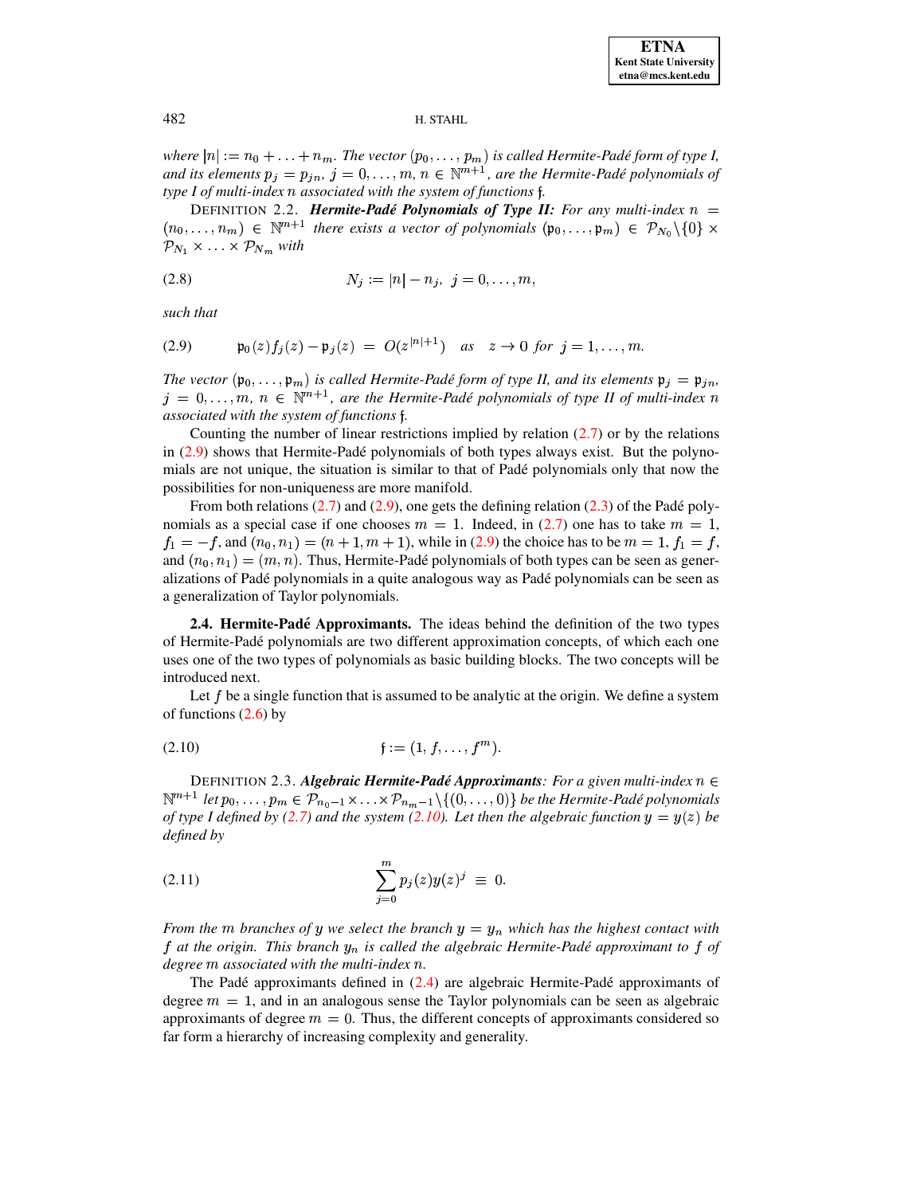where $|n| := n_0 + \ldots + n_m$. *The vector* $(p_0, \ldots, p_m)$ *is called Hermite-Padé form of type I, and its elements* $p_j = p_{jn}$, $j = 0, \ldots, m$, $n \in \mathbb{N}^{m+1}$, *are the Hermite-Padé polynomials of type I of multi-index* $n$ *associated with the system of functions* $\mathfrak{f}$.

DEFINITION 2.2. ***Hermite-Padé Polynomials of Type II:*** *For any multi-index* $n = (n_0, \ldots, n_m) \in \mathbb{N}^{m+1}$ *there exists a vector of polynomials* $(\mathfrak{p}_0, \ldots, \mathfrak{p}_m) \in \mathcal{P}_{N_0} \backslash \{0\} \times \mathcal{P}_{N_1} \times \ldots \times \mathcal{P}_{N_m}$ *with*

$$N_j := |n| - n_j, \ \ j = 0, \ldots, m, \tag{2.8}$$

*such that*

$$\mathfrak{p}_0(z) f_j(z) - \mathfrak{p}_j(z) \ = \ O(z^{|n|+1}) \quad \text{as} \quad z \to 0 \ \text{for} \ j = 1, \ldots, m. \tag{2.9}$$

*The vector* $(\mathfrak{p}_0, \ldots, \mathfrak{p}_m)$ *is called Hermite-Padé form of type II, and its elements* $\mathfrak{p}_j = \mathfrak{p}_{jn}$, $j = 0, \ldots, m$, $n \in \mathbb{N}^{m+1}$, *are the Hermite-Padé polynomials of type II of multi-index* $n$ *associated with the system of functions* $\mathfrak{f}$.

Counting the number of linear restrictions implied by relation (2.7) or by the relations in (2.9) shows that Hermite-Padé polynomials of both types always exist. But the polynomials are not unique, the situation is similar to that of Padé polynomials only that now the possibilities for non-uniqueness are more manifold.

From both relations (2.7) and (2.9), one gets the defining relation (2.3) of the Padé polynomials as a special case if one chooses $m = 1$. Indeed, in (2.7) one has to take $m = 1$, $f_1 = -f$, and $(n_0, n_1) = (n+1, m+1)$, while in (2.9) the choice has to be $m = 1$, $f_1 = f$, and $(n_0, n_1) = (m, n)$. Thus, Hermite-Padé polynomials of both types can be seen as generalizations of Padé polynomials in a quite analogous way as Padé polynomials can be seen as a generalization of Taylor polynomials.

### 2.4. Hermite-Padé Approximants.

The ideas behind the definition of the two types of Hermite-Padé polynomials are two different approximation concepts, of which each one uses one of the two types of polynomials as basic building blocks. The two concepts will be introduced next.

Let $f$ be a single function that is assumed to be analytic at the origin. We define a system of functions (2.6) by

$$\mathfrak{f} := (1, f, \ldots, f^m). \tag{2.10}$$

DEFINITION 2.3. ***Algebraic Hermite-Padé Approximants****: For a given multi-index* $n \in \mathbb{N}^{m+1}$ *let* $p_0, \ldots, p_m \in \mathcal{P}_{n_0-1} \times \ldots \times \mathcal{P}_{n_m-1} \backslash \{(0, \ldots, 0)\}$ *be the Hermite-Padé polynomials of type I defined by (2.7) and the system (2.10). Let then the algebraic function* $y = y(z)$ *be defined by*

$$\sum_{j=0}^{m} p_j(z) y(z)^j \ \equiv \ 0. \tag{2.11}$$

*From the* $m$ *branches of* $y$ *we select the branch* $y = y_n$ *which has the highest contact with* $f$ *at the origin. This branch* $y_n$ *is called the algebraic Hermite-Padé approximant to* $f$ *of degree* $m$ *associated with the multi-index* $n$.

The Padé approximants defined in (2.4) are algebraic Hermite-Padé approximants of degree $m = 1$, and in an analogous sense the Taylor polynomials can be seen as algebraic approximants of degree $m = 0$. Thus, the different concepts of approximants considered so far form a hierarchy of increasing complexity and generality.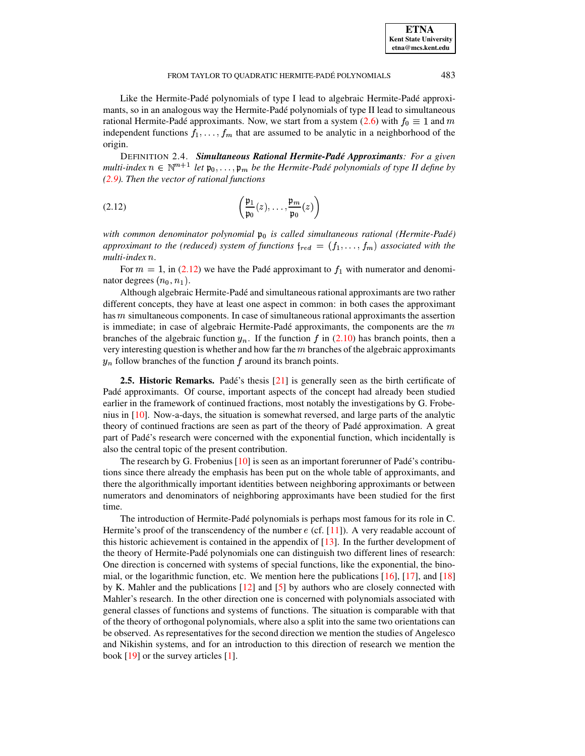Like the Hermite-Padé polynomials of type I lead to algebraic Hermite-Padé approximants, so in an analogous way the Hermite-Padé polynomials of type II lead to simultaneous rational Hermite-Padé approximants. Now, we start from a system (2.6) with $f_0 \equiv 1$ and $m$ independent functions $f_1, \dots, f_m$ that are assumed to be analytic in a neighborhood of the origin.

DEFINITION 2.4. ***Simultaneous Rational Hermite-Padé Approximants**: For a given multi-index $n \in \mathbb{N}^{m+1}$ let $\mathfrak{p}_0, \dots, \mathfrak{p}_m$ be the Hermite-Padé polynomials of type II define by (2.9). Then the vector of rational functions*

$$\left( \frac{\mathfrak{p}_1}{\mathfrak{p}_0}(z), \dots, \frac{\mathfrak{p}_m}{\mathfrak{p}_0}(z) \right) \tag{2.12}$$

*with common denominator polynomial $\mathfrak{p}_0$ is called simultaneous rational (Hermite-Padé) approximant to the (reduced) system of functions $\mathfrak{f}_{red} = (f_1, \dots, f_m)$ associated with the multi-index $n$.*

For $m = 1$, in (2.12) we have the Padé approximant to $f_1$ with numerator and denominator degrees $(n_0, n_1)$.

Although algebraic Hermite-Padé and simultaneous rational approximants are two rather different concepts, they have at least one aspect in common: in both cases the approximant has $m$ simultaneous components. In case of simultaneous rational approximants the assertion is immediate; in case of algebraic Hermite-Padé approximants, the components are the $m$ branches of the algebraic function $y_n$. If the function $f$ in (2.10) has branch points, then a very interesting question is whether and how far the $m$ branches of the algebraic approximants $y_n$ follow branches of the function $f$ around its branch points.

**2.5. Historic Remarks.** Padé's thesis [21] is generally seen as the birth certificate of Padé approximants. Of course, important aspects of the concept had already been studied earlier in the framework of continued fractions, most notably the investigations by G. Frobenius in [10]. Now-a-days, the situation is somewhat reversed, and large parts of the analytic theory of continued fractions are seen as part of the theory of Padé approximation. A great part of Padé's research were concerned with the exponential function, which incidentally is also the central topic of the present contribution.

The research by G. Frobenius [10] is seen as an important forerunner of Padé's contributions since there already the emphasis has been put on the whole table of approximants, and there the algorithmically important identities between neighboring approximants or between numerators and denominators of neighboring approximants have been studied for the first time.

The introduction of Hermite-Padé polynomials is perhaps most famous for its role in C. Hermite's proof of the transcendency of the number $e$ (cf. [11]). A very readable account of this historic achievement is contained in the appendix of [13]. In the further development of the theory of Hermite-Padé polynomials one can distinguish two different lines of research: One direction is concerned with systems of special functions, like the exponential, the binomial, or the logarithmic function, etc. We mention here the publications [16], [17], and [18] by K. Mahler and the publications [12] and [5] by authors who are closely connected with Mahler's research. In the other direction one is concerned with polynomials associated with general classes of functions and systems of functions. The situation is comparable with that of the theory of orthogonal polynomials, where also a split into the same two orientations can be observed. As representatives for the second direction we mention the studies of Angelesco and Nikishin systems, and for an introduction to this direction of research we mention the book [19] or the survey articles [1].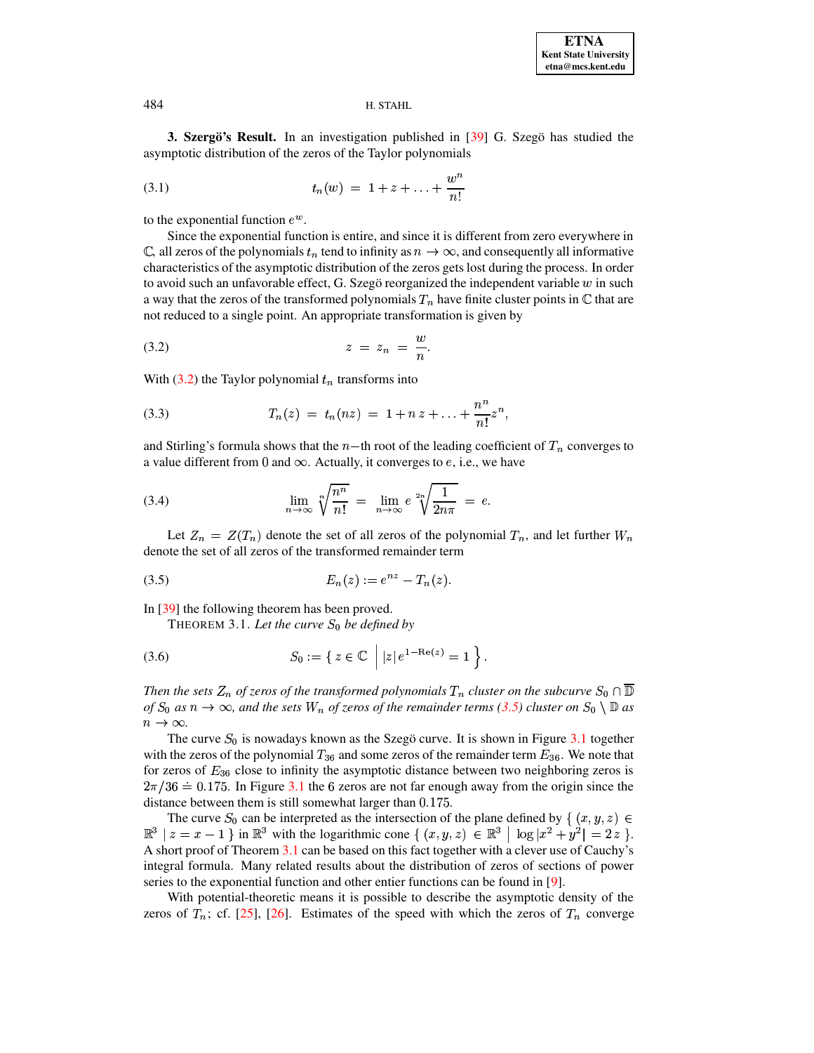**3. Szergö's Result.** In an investigation published in [39] G. Szegö has studied the asymptotic distribution of the zeros of the Taylor polynomials

$$t_n(w) \;=\; 1 + z + \ldots + \frac{w^n}{n!} \tag{3.1}$$

to the exponential function $e^w$.

Since the exponential function is entire, and since it is different from zero everywhere in $\mathbb{C}$, all zeros of the polynomials $t_n$ tend to infinity as $n \to \infty$, and consequently all informative characteristics of the asymptotic distribution of the zeros gets lost during the process. In order to avoid such an unfavorable effect, G. Szegö reorganized the independent variable $w$ in such a way that the zeros of the transformed polynomials $T_n$ have finite cluster points in $\mathbb{C}$ that are not reduced to a single point. An appropriate transformation is given by

$$z \;=\; z_n \;=\; \frac{w}{n}. \tag{3.2}$$

With (3.2) the Taylor polynomial $t_n$ transforms into

$$T_n(z) \;=\; t_n(nz) \;=\; 1 + n\,z + \ldots + \frac{n^n}{n!} z^n, \tag{3.3}$$

and Stirling's formula shows that the $n-$th root of the leading coefficient of $T_n$ converges to a value different from 0 and $\infty$. Actually, it converges to $e$, i.e., we have

$$\lim_{n\to\infty} \sqrt[n]{\frac{n^n}{n!}} \;=\; \lim_{n\to\infty} e \sqrt[2n]{\frac{1}{2n\pi}} \;=\; e. \tag{3.4}$$

Let $Z_n = Z(T_n)$ denote the set of all zeros of the polynomial $T_n$, and let further $W_n$ denote the set of all zeros of the transformed remainder term

$$E_n(z) := e^{nz} - T_n(z). \tag{3.5}$$

In [39] the following theorem has been proved.

THEOREM 3.1. *Let the curve $S_0$ be defined by*

$$S_0 := \left\{ z \in \mathbb{C} \;\middle|\; |z|\, e^{1-\mathrm{Re}(z)} = 1 \right\}. \tag{3.6}$$

*Then the sets $Z_n$ of zeros of the transformed polynomials $T_n$ cluster on the subcurve $S_0 \cap \overline{\mathbb{D}}$ of $S_0$ as $n \to \infty$, and the sets $W_n$ of zeros of the remainder terms (3.5) cluster on $S_0 \setminus \mathbb{D}$ as $n \to \infty$.*

The curve $S_0$ is nowadays known as the Szegö curve. It is shown in Figure 3.1 together with the zeros of the polynomial $T_{36}$ and some zeros of the remainder term $E_{36}$. We note that for zeros of $E_{36}$ close to infinity the asymptotic distance between two neighboring zeros is $2\pi/36 \doteq 0.175$. In Figure 3.1 the 6 zeros are not far enough away from the origin since the distance between them is still somewhat larger than 0.175.

The curve $S_0$ can be interpreted as the intersection of the plane defined by $\{ (x,y,z) \in \mathbb{R}^3 \mid z = x - 1 \}$ in $\mathbb{R}^3$ with the logarithmic cone $\{ (x,y,z) \in \mathbb{R}^3 \mid \log |x^2 + y^2| = 2z \}$. A short proof of Theorem 3.1 can be based on this fact together with a clever use of Cauchy's integral formula. Many related results about the distribution of zeros of sections of power series to the exponential function and other entier functions can be found in [9].

With potential-theoretic means it is possible to describe the asymptotic density of the zeros of $T_n$; cf. [25], [26]. Estimates of the speed with which the zeros of $T_n$ converge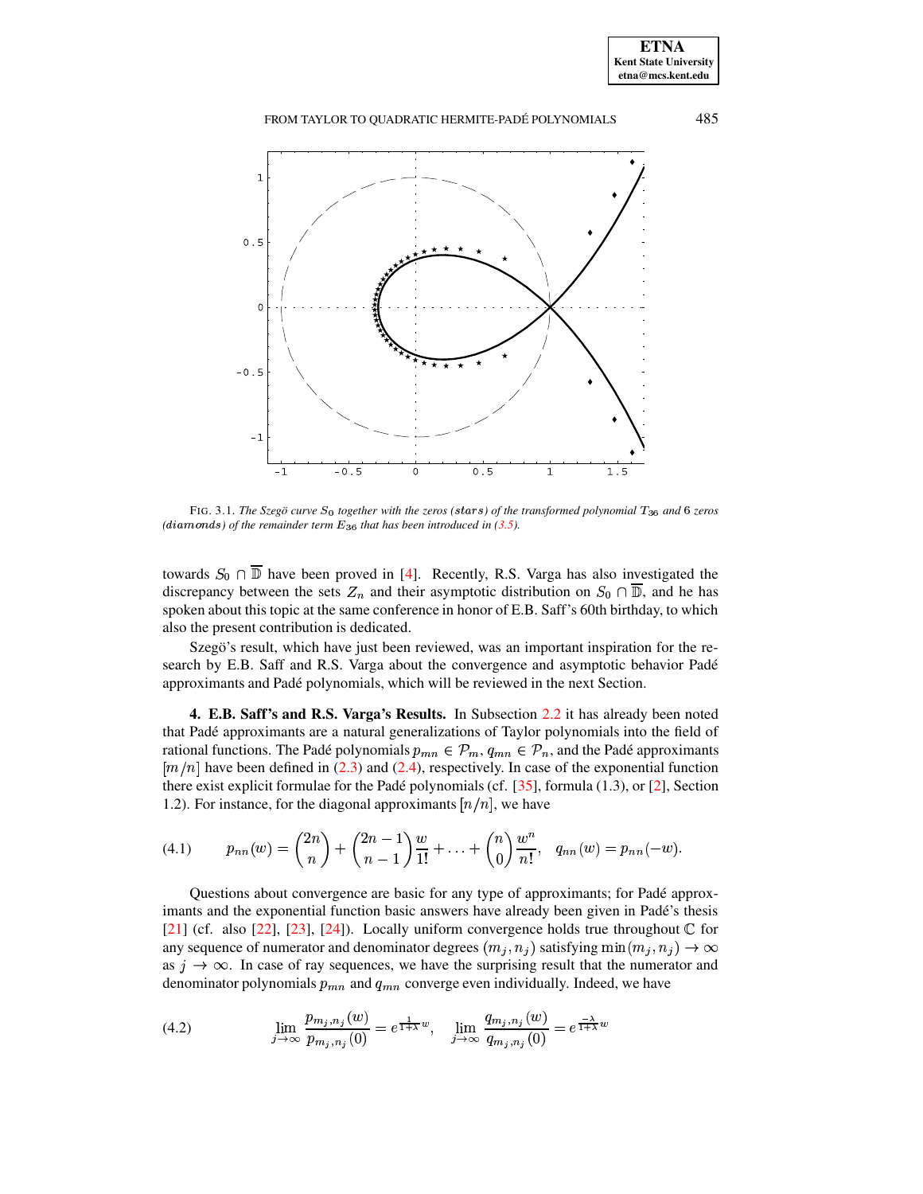FIG. 3.1. *The Szegö curve $S_0$ together with the zeros (stars) of the transformed polynomial $T_{36}$ and* 6 *zeros (diamonds) of the remainder term $E_{36}$ that has been introduced in (3.5).*

towards $S_0 \cap \overline{\mathbb{D}}$ have been proved in [4]. Recently, R.S. Varga has also investigated the discrepancy between the sets $Z_n$ and their asymptotic distribution on $S_0 \cap \overline{\mathbb{D}}$, and he has spoken about this topic at the same conference in honor of E.B. Saff's 60th birthday, to which also the present contribution is dedicated.

Szegö's result, which have just been reviewed, was an important inspiration for the research by E.B. Saff and R.S. Varga about the convergence and asymptotic behavior Padé approximants and Padé polynomials, which will be reviewed in the next Section.

## 4. E.B. Saff's and R.S. Varga's Results.

In Subsection 2.2 it has already been noted that Padé approximants are a natural generalizations of Taylor polynomials into the field of rational functions. The Padé polynomials $p_{mn} \in \mathcal{P}_m$, $q_{mn} \in \mathcal{P}_n$, and the Padé approximants $[m/n]$ have been defined in (2.3) and (2.4), respectively. In case of the exponential function there exist explicit formulae for the Padé polynomials (cf. [35], formula (1.3), or [2], Section 1.2). For instance, for the diagonal approximants $[n/n]$, we have

$$p_{nn}(w) = \binom{2n}{n} + \binom{2n-1}{n-1}\frac{w}{1!} + \ldots + \binom{n}{0}\frac{w^n}{n!}, \quad q_{nn}(w) = p_{nn}(-w). \tag{4.1}$$

Questions about convergence are basic for any type of approximants; for Padé approximants and the exponential function basic answers have already been given in Padé's thesis [21] (cf. also [22], [23], [24]). Locally uniform convergence holds true throughout $\mathbb{C}$ for any sequence of numerator and denominator degrees $(m_j, n_j)$ satisfying $\min(m_j, n_j) \to \infty$ as $j \to \infty$. In case of ray sequences, we have the surprising result that the numerator and denominator polynomials $p_{mn}$ and $q_{mn}$ converge even individually. Indeed, we have

$$\lim_{j\to\infty} \frac{p_{m_j,n_j}(w)}{p_{m_j,n_j}(0)} = e^{\frac{1}{1+\lambda}w}, \quad \lim_{j\to\infty} \frac{q_{m_j,n_j}(w)}{q_{m_j,n_j}(0)} = e^{\frac{-\lambda}{1+\lambda}w} \tag{4.2}$$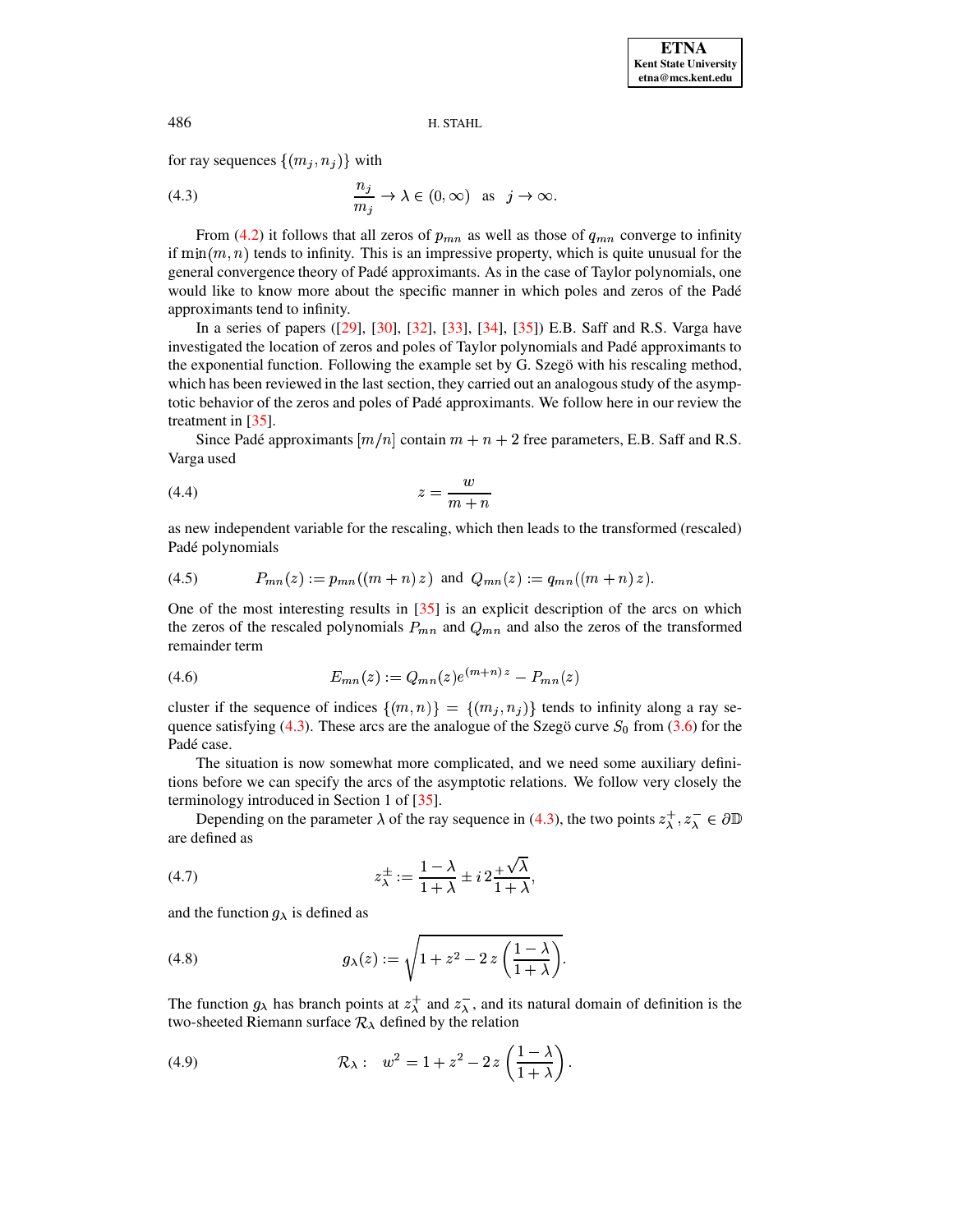for ray sequences $\{(m_j, n_j)\}$ with

$$\frac{n_j}{m_j} \to \lambda \in (0, \infty) \quad \text{as} \quad j \to \infty. \tag{4.3}$$

From (4.2) it follows that all zeros of $p_{mn}$ as well as those of $q_{mn}$ converge to infinity if $\min(m, n)$ tends to infinity. This is an impressive property, which is quite unusual for the general convergence theory of Padé approximants. As in the case of Taylor polynomials, one would like to know more about the specific manner in which poles and zeros of the Padé approximants tend to infinity.

In a series of papers ([29], [30], [32], [33], [34], [35]) E.B. Saff and R.S. Varga have investigated the location of zeros and poles of Taylor polynomials and Padé approximants to the exponential function. Following the example set by G. Szegö with his rescaling method, which has been reviewed in the last section, they carried out an analogous study of the asymptotic behavior of the zeros and poles of Padé approximants. We follow here in our review the treatment in [35].

Since Padé approximants $[m/n]$ contain $m + n + 2$ free parameters, E.B. Saff and R.S. Varga used

$$z = \frac{w}{m + n} \tag{4.4}$$

as new independent variable for the rescaling, which then leads to the transformed (rescaled) Padé polynomials

$$P_{mn}(z) := p_{mn}((m + n)\, z) \;\text{ and }\; Q_{mn}(z) := q_{mn}((m + n)\, z). \tag{4.5}$$

One of the most interesting results in [35] is an explicit description of the arcs on which the zeros of the rescaled polynomials $P_{mn}$ and $Q_{mn}$ and also the zeros of the transformed remainder term

$$E_{mn}(z) := Q_{mn}(z) e^{(m+n)\, z} - P_{mn}(z) \tag{4.6}$$

cluster if the sequence of indices $\{(m, n)\} = \{(m_j, n_j)\}$ tends to infinity along a ray sequence satisfying (4.3). These arcs are the analogue of the Szegö curve $S_0$ from (3.6) for the Padé case.

The situation is now somewhat more complicated, and we need some auxiliary definitions before we can specify the arcs of the asymptotic relations. We follow very closely the terminology introduced in Section 1 of [35].

Depending on the parameter $\lambda$ of the ray sequence in (4.3), the two points $z_\lambda^+, z_\lambda^- \in \partial\mathbb{D}$ are defined as

$$z_\lambda^\pm := \frac{1 - \lambda}{1 + \lambda} \pm i\, 2\frac{\sqrt{\lambda}}{1 + \lambda}, \tag{4.7}$$

and the function $g_\lambda$ is defined as

$$g_\lambda(z) := \sqrt{1 + z^2 - 2\, z \left(\frac{1 - \lambda}{1 + \lambda}\right)}. \tag{4.8}$$

The function $g_\lambda$ has branch points at $z_\lambda^+$ and $z_\lambda^-$, and its natural domain of definition is the two-sheeted Riemann surface $\mathcal{R}_\lambda$ defined by the relation

$$\mathcal{R}_\lambda : \quad w^2 = 1 + z^2 - 2\, z \left(\frac{1 - \lambda}{1 + \lambda}\right). \tag{4.9}$$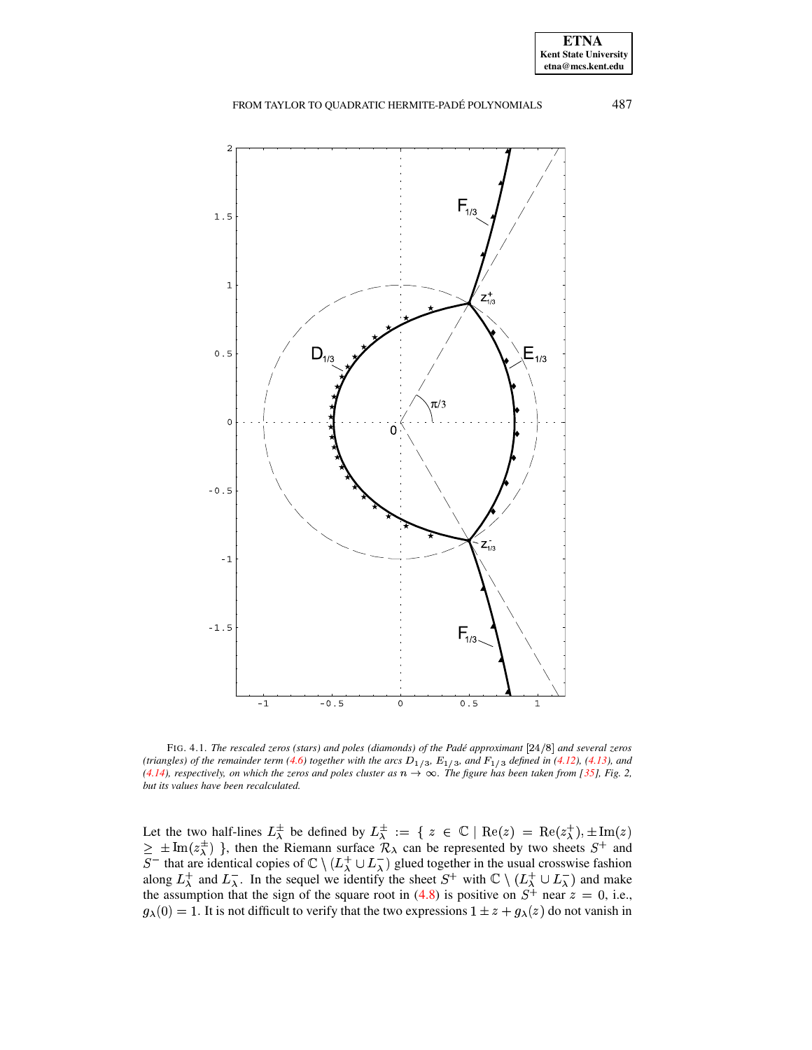FIG. 4.1. *The rescaled zeros (stars) and poles (diamonds) of the Padé approximant* $[24/8]$ *and several zeros (triangles) of the remainder term (4.6) together with the arcs* $D_{1/3}$*,* $E_{1/3}$*, and* $F_{1/3}$ *defined in (4.12), (4.13), and (4.14), respectively, on which the zeros and poles cluster as* $n \to \infty$*. The figure has been taken from [35], Fig. 2, but its values have been recalculated.*

Let the two half-lines $L_\lambda^\pm$ be defined by $L_\lambda^\pm := \{ \; z \in \mathbb{C} \mid \mathrm{Re}(z) = \mathrm{Re}(z_\lambda^\pm), \pm\mathrm{Im}(z) \geq \pm\mathrm{Im}(z_\lambda^\pm) \; \}$, then the Riemann surface $\mathcal{R}_\lambda$ can be represented by two sheets $S^+$ and $S^-$ that are identical copies of $\mathbb{C} \setminus (L_\lambda^+ \cup L_\lambda^-)$ glued together in the usual crosswise fashion along $L_\lambda^+$ and $L_\lambda^-$. In the sequel we identify the sheet $S^+$ with $\mathbb{C} \setminus (L_\lambda^+ \cup L_\lambda^-)$ and make the assumption that the sign of the square root in (4.8) is positive on $S^+$ near $z = 0$, i.e., $g_\lambda(0) = 1$. It is not difficult to verify that the two expressions $1 \pm z + g_\lambda(z)$ do not vanish in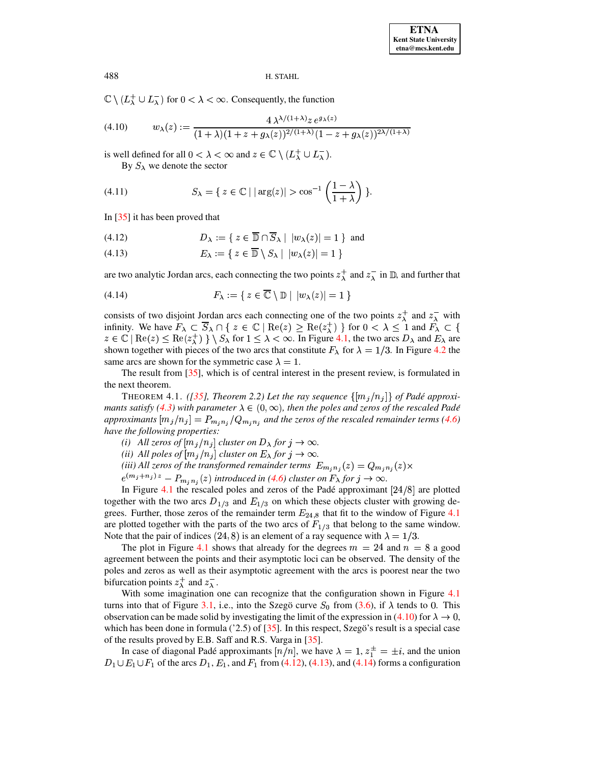$\mathbb{C} \setminus (L_\lambda^+ \cup L_\lambda^-)$ for $0 < \lambda < \infty$. Consequently, the function

$$w_\lambda(z) := \frac{4\,\lambda^{\lambda/(1+\lambda)} z\, e^{g_\lambda(z)}}{(1+\lambda)(1+z+g_\lambda(z))^{2/(1+\lambda)}(1-z+g_\lambda(z))^{2\lambda/(1+\lambda)}} \tag{4.10}$$

is well defined for all $0 < \lambda < \infty$ and $z \in \mathbb{C} \setminus (L_\lambda^+ \cup L_\lambda^-)$.

By $S_\lambda$ we denote the sector

$$S_\lambda = \{\, z \in \mathbb{C} \mid |\arg(z)| > \cos^{-1}\left(\frac{1-\lambda}{1+\lambda}\right) \}. \tag{4.11}$$

In [35] it has been proved that

$$D_\lambda := \{\, z \in \overline{\mathbb{D}} \cap \overline{S}_\lambda \mid \; |w_\lambda(z)| = 1 \,\} \text{ and} \tag{4.12}$$

$$E_\lambda := \{\, z \in \overline{\mathbb{D}} \setminus S_\lambda \mid \; |w_\lambda(z)| = 1 \,\} \tag{4.13}$$

are two analytic Jordan arcs, each connecting the two points $z_\lambda^+$ and $z_\lambda^-$ in $\mathbb{D}$, and further that

$$F_\lambda := \{\, z \in \overline{\mathbb{C}} \setminus \mathbb{D} \mid \; |w_\lambda(z)| = 1 \,\} \tag{4.14}$$

consists of two disjoint Jordan arcs each connecting one of the two points $z_\lambda^+$ and $z_\lambda^-$ with infinity. We have $F_\lambda \subset \overline{S}_\lambda \cap \{\, z \in \mathbb{C} \mid \operatorname{Re}(z) \geq \operatorname{Re}(z_\lambda^+) \,\}$ for $0 < \lambda \leq 1$ and $F_\lambda \subset \{\, z \in \mathbb{C} \mid \operatorname{Re}(z) \leq \operatorname{Re}(z_\lambda^+) \,\} \setminus S_\lambda$ for $1 \leq \lambda < \infty$. In Figure 4.1, the two arcs $D_\lambda$ and $E_\lambda$ are shown together with pieces of the two arcs that constitute $F_\lambda$ for $\lambda = 1/3$. In Figure 4.2 the same arcs are shown for the symmetric case $\lambda = 1$.

The result from [35], which is of central interest in the present review, is formulated in the next theorem.

THEOREM 4.1. *([35], Theorem 2.2) Let the ray sequence $\{[m_j/n_j]\}$ of Padé approximants satisfy (4.3) with parameter $\lambda \in (0, \infty)$, then the poles and zeros of the rescaled Padé approximants $[m_j/n_j] = P_{m_j n_j}/Q_{m_j n_j}$ and the zeros of the rescaled remainder terms (4.6) have the following properties:*

*(i) All zeros of $[m_j/n_j]$ cluster on $D_\lambda$ for $j \to \infty$.*

*(ii) All poles of $[m_j/n_j]$ cluster on $E_\lambda$ for $j \to \infty$.*

*(iii) All zeros of the transformed remainder terms $E_{m_j n_j}(z) = Q_{m_j n_j}(z) \times e^{(m_j+n_j)\,z} - P_{m_j n_j}(z)$ introduced in (4.6) cluster on $F_\lambda$ for $j \to \infty$.*

In Figure 4.1 the rescaled poles and zeros of the Padé approximant $[24/8]$ are plotted together with the two arcs $D_{1/3}$ and $E_{1/3}$ on which these objects cluster with growing degrees. Further, those zeros of the remainder term $E_{24,8}$ that fit to the window of Figure 4.1 are plotted together with the parts of the two arcs of $F_{1/3}$ that belong to the same window. Note that the pair of indices $(24, 8)$ is an element of a ray sequence with $\lambda = 1/3$.

The plot in Figure 4.1 shows that already for the degrees $m = 24$ and $n = 8$ a good agreement between the points and their asymptotic loci can be observed. The density of the poles and zeros as well as their asymptotic agreement with the arcs is poorest near the two bifurcation points $z_\lambda^+$ and $z_\lambda^-$.

With some imagination one can recognize that the configuration shown in Figure 4.1 turns into that of Figure 3.1, i.e., into the Szegö curve $S_0$ from (3.6), if $\lambda$ tends to 0. This observation can be made solid by investigating the limit of the expression in (4.10) for $\lambda \to 0$, which has been done in formula ('2.5) of [35]. In this respect, Szegö's result is a special case of the results proved by E.B. Saff and R.S. Varga in [35].

In case of diagonal Padé approximants $[n/n]$, we have $\lambda = 1$, $z_1^\pm = \pm i$, and the union $D_1 \cup E_1 \cup F_1$ of the arcs $D_1$, $E_1$, and $F_1$ from (4.12), (4.13), and (4.14) forms a configuration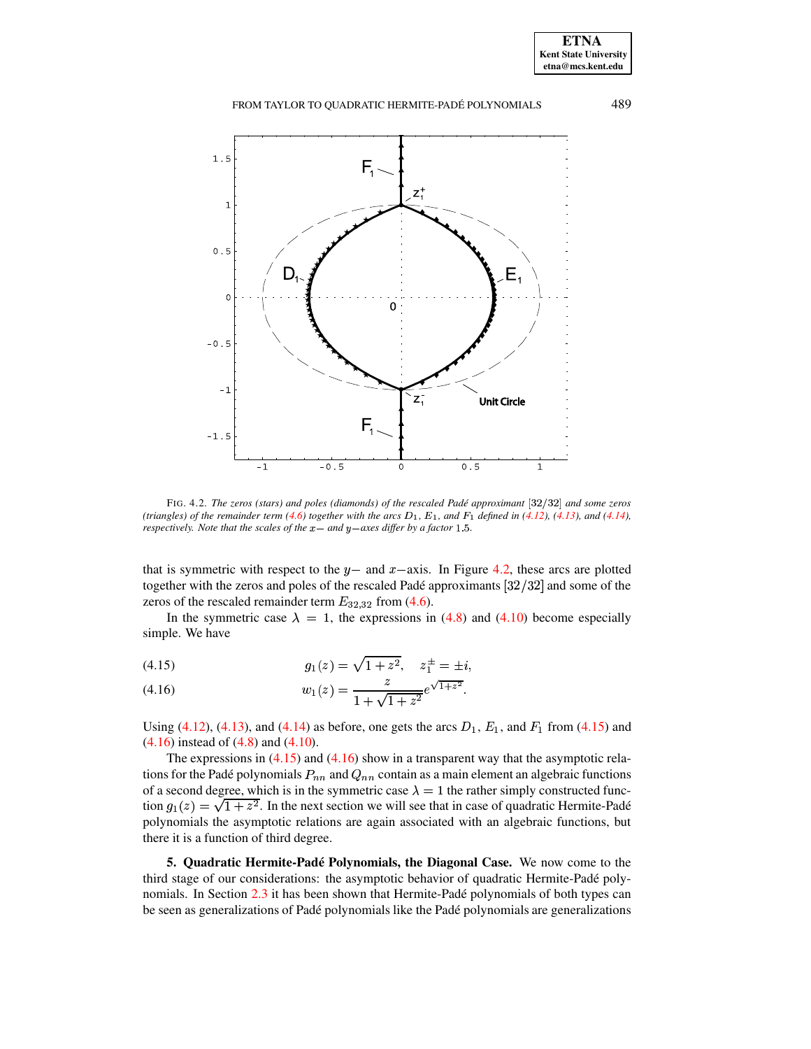FIG. 4.2. *The zeros (stars) and poles (diamonds) of the rescaled Padé approximant* $[32/32]$ *and some zeros (triangles) of the remainder term (4.6) together with the arcs* $D_1$*,* $E_1$*, and* $F_1$ *defined in (4.12), (4.13), and (4.14), respectively. Note that the scales of the* $x-$ *and* $y-$*axes differ by a factor* $1.5$*.*

that is symmetric with respect to the $y-$ and $x-$axis. In Figure 4.2, these arcs are plotted together with the zeros and poles of the rescaled Padé approximants $[32/32]$ and some of the zeros of the rescaled remainder term $E_{32,32}$ from (4.6).

In the symmetric case $\lambda = 1$, the expressions in (4.8) and (4.10) become especially simple. We have

$$g_1(z) = \sqrt{1+z^2}, \quad z_1^{\pm} = \pm i, \tag{4.15}$$

$$w_1(z) = \frac{z}{1+\sqrt{1+z^2}} e^{\sqrt{1+z^2}}. \tag{4.16}$$

Using (4.12), (4.13), and (4.14) as before, one gets the arcs $D_1$, $E_1$, and $F_1$ from (4.15) and (4.16) instead of (4.8) and (4.10).

The expressions in (4.15) and (4.16) show in a transparent way that the asymptotic relations for the Padé polynomials $P_{nn}$ and $Q_{nn}$ contain as a main element an algebraic functions of a second degree, which is in the symmetric case $\lambda = 1$ the rather simply constructed function $g_1(z) = \sqrt{1+z^2}$. In the next section we will see that in case of quadratic Hermite-Padé polynomials the asymptotic relations are again associated with an algebraic functions, but there it is a function of third degree.

**5. Quadratic Hermite-Padé Polynomials, the Diagonal Case.** We now come to the third stage of our considerations: the asymptotic behavior of quadratic Hermite-Padé polynomials. In Section 2.3 it has been shown that Hermite-Padé polynomials of both types can be seen as generalizations of Padé polynomials like the Padé polynomials are generalizations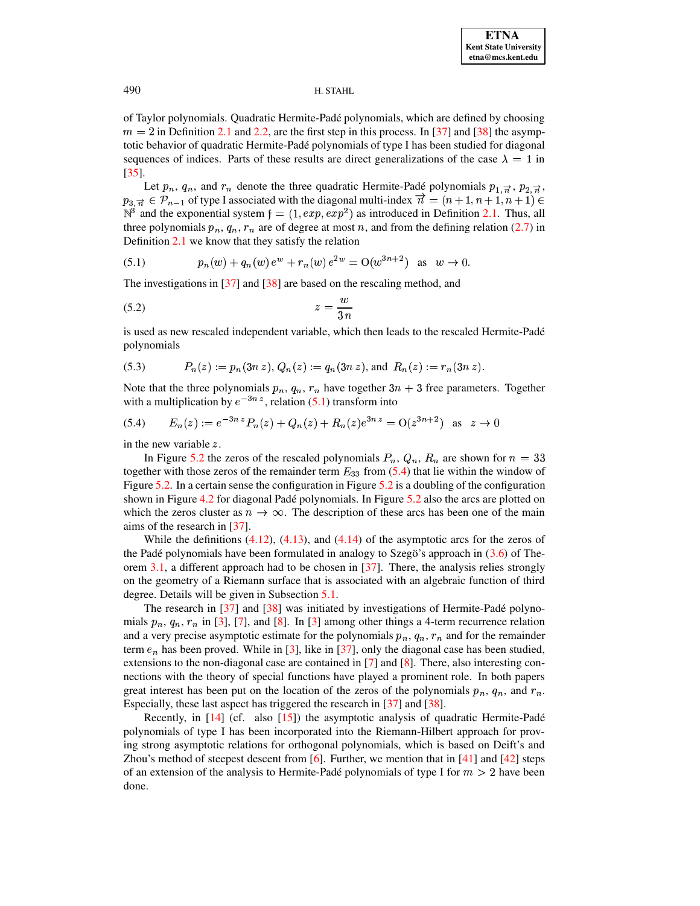of Taylor polynomials. Quadratic Hermite-Padé polynomials, which are defined by choosing $m = 2$ in Definition 2.1 and 2.2, are the first step in this process. In [37] and [38] the asymptotic behavior of quadratic Hermite-Padé polynomials of type I has been studied for diagonal sequences of indices. Parts of these results are direct generalizations of the case $\lambda = 1$ in [35].

Let $p_n$, $q_n$, and $r_n$ denote the three quadratic Hermite-Padé polynomials $p_{1,\overrightarrow{n}}$, $p_{2,\overrightarrow{n}}$, $p_{3,\overrightarrow{n}} \in \mathcal{P}_{n-1}$ of type I associated with the diagonal multi-index $\overrightarrow{n} = (n+1, n+1, n+1) \in \mathbb{N}^3$ and the exponential system $\mathfrak{f} = (1, exp, exp^2)$ as introduced in Definition 2.1. Thus, all three polynomials $p_n$, $q_n$, $r_n$ are of degree at most $n$, and from the defining relation (2.7) in Definition 2.1 we know that they satisfy the relation

$$p_n(w) + q_n(w)\, e^w + r_n(w)\, e^{2w} = \mathrm{O}(w^{3n+2}) \quad \text{as} \quad w \to 0. \tag{5.1}$$

The investigations in [37] and [38] are based on the rescaling method, and

$$z = \frac{w}{3n} \tag{5.2}$$

is used as new rescaled independent variable, which then leads to the rescaled Hermite-Padé polynomials

$$P_n(z) := p_n(3n\, z),\, Q_n(z) := q_n(3n\, z), \text{and } \; R_n(z) := r_n(3n\, z). \tag{5.3}$$

Note that the three polynomials $p_n$, $q_n$, $r_n$ have together $3n + 3$ free parameters. Together with a multiplication by $e^{-3n\, z}$, relation (5.1) transform into

$$E_n(z) := e^{-3n\, z} P_n(z) + Q_n(z) + R_n(z) e^{3n\, z} = \mathrm{O}(z^{3n+2}) \quad \text{as} \quad z \to 0 \tag{5.4}$$

in the new variable $z$.

In Figure 5.2 the zeros of the rescaled polynomials $P_n$, $Q_n$, $R_n$ are shown for $n = 33$ together with those zeros of the remainder term $E_{33}$ from (5.4) that lie within the window of Figure 5.2. In a certain sense the configuration in Figure 5.2 is a doubling of the configuration shown in Figure 4.2 for diagonal Padé polynomials. In Figure 5.2 also the arcs are plotted on which the zeros cluster as $n \to \infty$. The description of these arcs has been one of the main aims of the research in [37].

While the definitions (4.12), (4.13), and (4.14) of the asymptotic arcs for the zeros of the Padé polynomials have been formulated in analogy to Szegö's approach in (3.6) of Theorem 3.1, a different approach had to be chosen in [37]. There, the analysis relies strongly on the geometry of a Riemann surface that is associated with an algebraic function of third degree. Details will be given in Subsection 5.1.

The research in [37] and [38] was initiated by investigations of Hermite-Padé polynomials $p_n$, $q_n$, $r_n$ in [3], [7], and [8]. In [3] among other things a 4-term recurrence relation and a very precise asymptotic estimate for the polynomials $p_n$, $q_n$, $r_n$ and for the remainder term $e_n$ has been proved. While in [3], like in [37], only the diagonal case has been studied, extensions to the non-diagonal case are contained in [7] and [8]. There, also interesting connections with the theory of special functions have played a prominent role. In both papers great interest has been put on the location of the zeros of the polynomials $p_n$, $q_n$, and $r_n$. Especially, these last aspect has triggered the research in [37] and [38].

Recently, in [14] (cf. also [15]) the asymptotic analysis of quadratic Hermite-Padé polynomials of type I has been incorporated into the Riemann-Hilbert approach for proving strong asymptotic relations for orthogonal polynomials, which is based on Deift's and Zhou's method of steepest descent from [6]. Further, we mention that in [41] and [42] steps of an extension of the analysis to Hermite-Padé polynomials of type I for $m > 2$ have been done.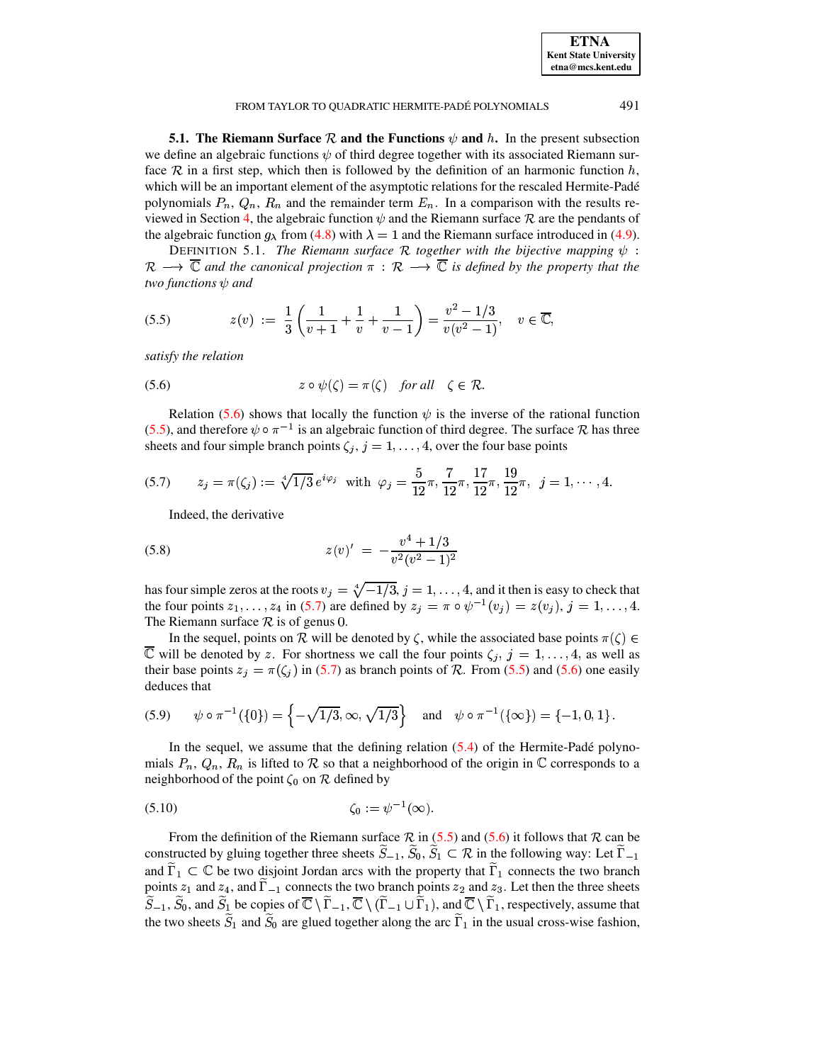**5.1. The Riemann Surface $\mathcal{R}$ and the Functions $\psi$ and $h$.** In the present subsection we define an algebraic functions $\psi$ of third degree together with its associated Riemann surface $\mathcal{R}$ in a first step, which then is followed by the definition of an harmonic function $h$, which will be an important element of the asymptotic relations for the rescaled Hermite-Padé polynomials $P_n$, $Q_n$, $R_n$ and the remainder term $E_n$. In a comparison with the results reviewed in Section 4, the algebraic function $\psi$ and the Riemann surface $\mathcal{R}$ are the pendants of the algebraic function $g_\lambda$ from (4.8) with $\lambda = 1$ and the Riemann surface introduced in (4.9).

DEFINITION 5.1. *The Riemann surface $\mathcal{R}$ together with the bijective mapping $\psi : \mathcal{R} \longrightarrow \overline{\mathbb{C}}$ and the canonical projection $\pi : \mathcal{R} \longrightarrow \overline{\mathbb{C}}$ is defined by the property that the two functions $\psi$ and*

$$z(v) \;:=\; \frac{1}{3}\left(\frac{1}{v+1} + \frac{1}{v} + \frac{1}{v-1}\right) = \frac{v^2 - 1/3}{v(v^2-1)}, \quad v \in \overline{\mathbb{C}}, \tag{5.5}$$

*satisfy the relation*

$$z \circ \psi(\zeta) = \pi(\zeta) \quad \textit{for all} \quad \zeta \in \mathcal{R}. \tag{5.6}$$

Relation (5.6) shows that locally the function $\psi$ is the inverse of the rational function (5.5), and therefore $\psi \circ \pi^{-1}$ is an algebraic function of third degree. The surface $\mathcal{R}$ has three sheets and four simple branch points $\zeta_j$, $j = 1, \ldots, 4$, over the four base points

$$z_j = \pi(\zeta_j) := \sqrt[4]{1/3}\, e^{i\varphi_j} \ \text{ with } \ \varphi_j = \frac{5}{12}\pi, \frac{7}{12}\pi, \frac{17}{12}\pi, \frac{19}{12}\pi, \ \ j = 1, \cdots, 4. \tag{5.7}$$

Indeed, the derivative

$$z(v)' \;=\; -\frac{v^4 + 1/3}{v^2(v^2-1)^2} \tag{5.8}$$

has four simple zeros at the roots $v_j = \sqrt[4]{-1/3}$, $j = 1, \ldots, 4$, and it then is easy to check that the four points $z_1, \ldots, z_4$ in (5.7) are defined by $z_j = \pi \circ \psi^{-1}(v_j) = z(v_j)$, $j = 1, \ldots, 4$. The Riemann surface $\mathcal{R}$ is of genus 0.

In the sequel, points on $\mathcal{R}$ will be denoted by $\zeta$, while the associated base points $\pi(\zeta) \in \overline{\mathbb{C}}$ will be denoted by $z$. For shortness we call the four points $\zeta_j$, $j = 1, \ldots, 4$, as well as their base points $z_j = \pi(\zeta_j)$ in (5.7) as branch points of $\mathcal{R}$. From (5.5) and (5.6) one easily deduces that

$$\psi \circ \pi^{-1}(\{0\}) = \left\{-\sqrt{1/3}, \infty, \sqrt{1/3}\right\} \quad \text{and} \quad \psi \circ \pi^{-1}(\{\infty\}) = \{-1, 0, 1\}. \tag{5.9}$$

In the sequel, we assume that the defining relation (5.4) of the Hermite-Padé polynomials $P_n$, $Q_n$, $R_n$ is lifted to $\mathcal{R}$ so that a neighborhood of the origin in $\mathbb{C}$ corresponds to a neighborhood of the point $\zeta_0$ on $\mathcal{R}$ defined by

$$\zeta_0 := \psi^{-1}(\infty). \tag{5.10}$$

From the definition of the Riemann surface $\mathcal{R}$ in (5.5) and (5.6) it follows that $\mathcal{R}$ can be constructed by gluing together three sheets $\widetilde{S}_{-1}, \widetilde{S}_0, \widetilde{S}_1 \subset \mathcal{R}$ in the following way: Let $\widetilde{\Gamma}_{-1}$ and $\widetilde{\Gamma}_1 \subset \mathbb{C}$ be two disjoint Jordan arcs with the property that $\widetilde{\Gamma}_1$ connects the two branch points $z_1$ and $z_4$, and $\widetilde{\Gamma}_{-1}$ connects the two branch points $z_2$ and $z_3$. Let then the three sheets $\widetilde{S}_{-1}$, $\widetilde{S}_0$, and $\widetilde{S}_1$ be copies of $\overline{\mathbb{C}} \setminus \widetilde{\Gamma}_{-1}$, $\overline{\mathbb{C}} \setminus (\widetilde{\Gamma}_{-1} \cup \widetilde{\Gamma}_1)$, and $\overline{\mathbb{C}} \setminus \widetilde{\Gamma}_1$, respectively, assume that the two sheets $\widetilde{S}_1$ and $\widetilde{S}_0$ are glued together along the arc $\widetilde{\Gamma}_1$ in the usual cross-wise fashion,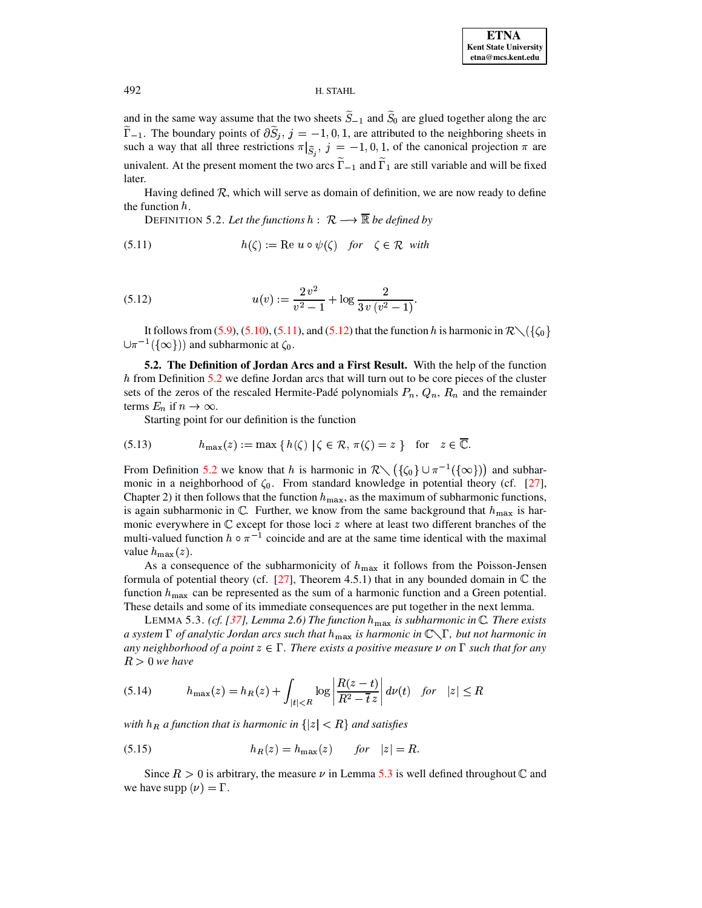and in the same way assume that the two sheets $\widetilde{S}_{-1}$ and $\widetilde{S}_0$ are glued together along the arc $\widetilde{\Gamma}_{-1}$. The boundary points of $\partial\widetilde{S}_j$, $j = -1, 0, 1$, are attributed to the neighboring sheets in such a way that all three restrictions $\pi|_{\widetilde{S}_j}$, $j = -1, 0, 1$, of the canonical projection $\pi$ are univalent. At the present moment the two arcs $\widetilde{\Gamma}_{-1}$ and $\widetilde{\Gamma}_1$ are still variable and will be fixed later.

Having defined $\mathcal{R}$, which will serve as domain of definition, we are now ready to define the function $h$.

DEFINITION 5.2. *Let the functions $h: \mathcal{R} \longrightarrow \overline{\mathbb{R}}$ be defined by*

$$h(\zeta) := \operatorname{Re} u \circ \psi(\zeta) \quad \text{for} \quad \zeta \in \mathcal{R} \ \text{with} \tag{5.11}$$

$$u(v) := \frac{2v^2}{v^2-1} + \log \frac{2}{3v\,(v^2-1)}. \tag{5.12}$$

It follows from (5.9), (5.10), (5.11), and (5.12) that the function $h$ is harmonic in $\mathcal{R}\setminus(\{\zeta_0\} \cup \pi^{-1}(\{\infty\}))$ and subharmonic at $\zeta_0$.

**5.2. The Definition of Jordan Arcs and a First Result.** With the help of the function $h$ from Definition 5.2 we define Jordan arcs that will turn out to be core pieces of the cluster sets of the zeros of the rescaled Hermite-Padé polynomials $P_n$, $Q_n$, $R_n$ and the remainder terms $E_n$ if $n \to \infty$.

Starting point for our definition is the function

$$h_{\max}(z) := \max\{\, h(\zeta) \mid \zeta \in \mathcal{R},\, \pi(\zeta) = z \,\} \quad \text{for} \quad z \in \overline{\mathbb{C}}. \tag{5.13}$$

From Definition 5.2 we know that $h$ is harmonic in $\mathcal{R}\setminus\left(\{\zeta_0\} \cup \pi^{-1}(\{\infty\})\right)$ and subharmonic in a neighborhood of $\zeta_0$. From standard knowledge in potential theory (cf. [27], Chapter 2) it then follows that the function $h_{\max}$, as the maximum of subharmonic functions, is again subharmonic in $\mathbb{C}$. Further, we know from the same background that $h_{\max}$ is harmonic everywhere in $\mathbb{C}$ except for those loci $z$ where at least two different branches of the multi-valued function $h \circ \pi^{-1}$ coincide and are at the same time identical with the maximal value $h_{\max}(z)$.

As a consequence of the subharmonicity of $h_{\max}$ it follows from the Poisson-Jensen formula of potential theory (cf. [27], Theorem 4.5.1) that in any bounded domain in $\mathbb{C}$ the function $h_{\max}$ can be represented as the sum of a harmonic function and a Green potential. These details and some of its immediate consequences are put together in the next lemma.

LEMMA 5.3. *(cf. [37], Lemma 2.6) The function $h_{\max}$ is subharmonic in $\mathbb{C}$. There exists a system $\Gamma$ of analytic Jordan arcs such that $h_{\max}$ is harmonic in $\mathbb{C}\setminus\Gamma$, but not harmonic in any neighborhood of a point $z \in \Gamma$. There exists a positive measure $\nu$ on $\Gamma$ such that for any $R > 0$ we have*

$$h_{\max}(z) = h_R(z) + \int_{|t|<R} \log\left|\frac{R(z-t)}{R^2 - \bar{t}\,z}\right| d\nu(t) \quad \text{for} \quad |z| \le R \tag{5.14}$$

*with $h_R$ a function that is harmonic in $\{|z| < R\}$ and satisfies*

$$h_R(z) = h_{\max}(z) \qquad \text{for} \quad |z| = R. \tag{5.15}$$

Since $R > 0$ is arbitrary, the measure $\nu$ in Lemma 5.3 is well defined throughout $\mathbb{C}$ and we have $\operatorname{supp}(\nu) = \Gamma$.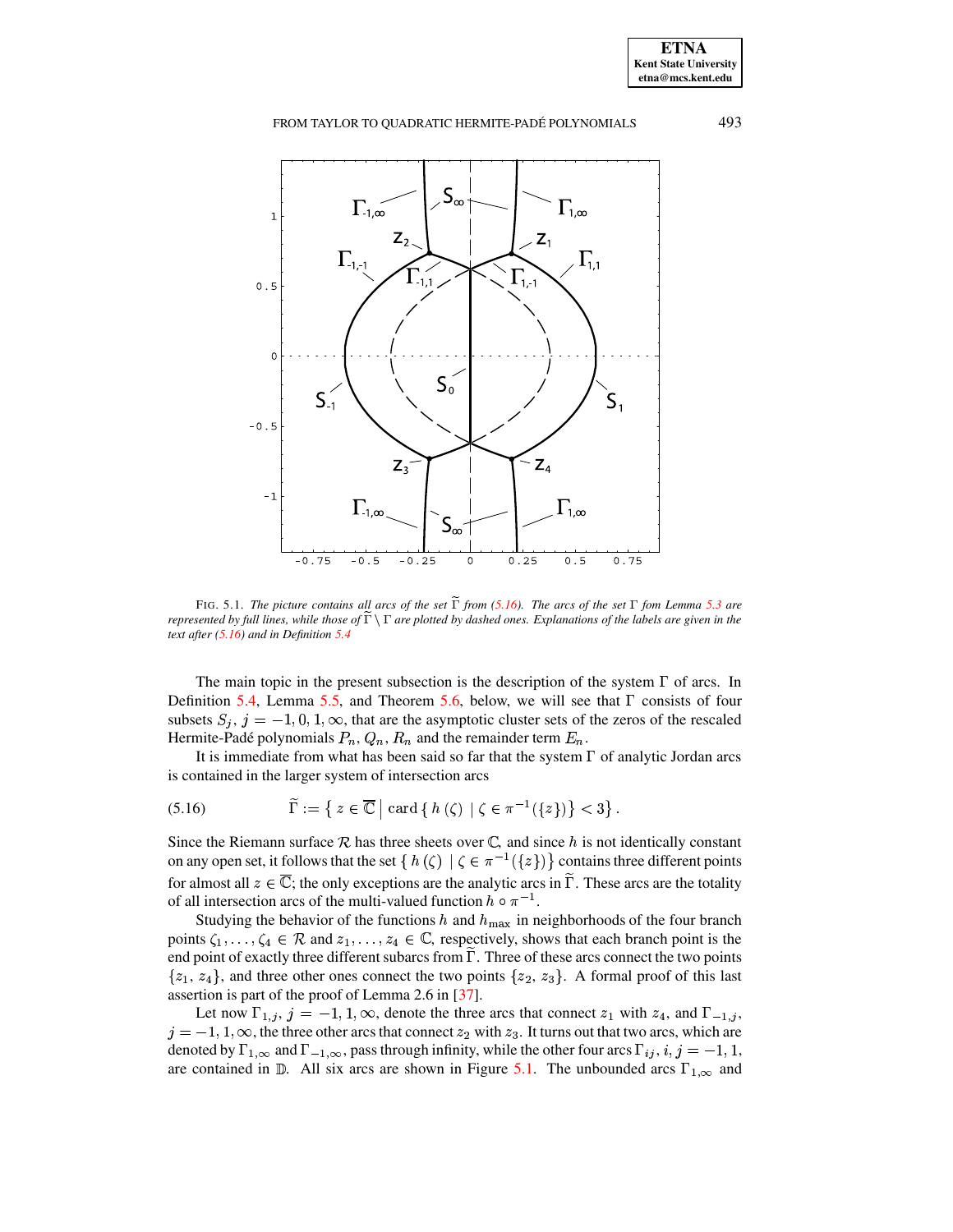FIG. 5.1. *The picture contains all arcs of the set $\widetilde{\Gamma}$ from (5.16). The arcs of the set $\Gamma$ fom Lemma 5.3 are represented by full lines, while those of $\widetilde{\Gamma} \setminus \Gamma$ are plotted by dashed ones. Explanations of the labels are given in the text after (5.16) and in Definition 5.4*

The main topic in the present subsection is the description of the system $\Gamma$ of arcs. In Definition 5.4, Lemma 5.5, and Theorem 5.6, below, we will see that $\Gamma$ consists of four subsets $S_j$, $j = -1, 0, 1, \infty$, that are the asymptotic cluster sets of the zeros of the rescaled Hermite-Padé polynomials $P_n, Q_n, R_n$ and the remainder term $E_n$.

It is immediate from what has been said so far that the system $\Gamma$ of analytic Jordan arcs is contained in the larger system of intersection arcs

$$\widetilde{\Gamma} := \left\{ z \in \overline{\mathbb{C}} \,\middle|\, \mathrm{card} \left\{ h(\zeta) \mid \zeta \in \pi^{-1}(\{z\}) \right\} < 3 \right\}. \tag{5.16}$$

Since the Riemann surface $\mathcal{R}$ has three sheets over $\mathbb{C}$, and since $h$ is not identically constant on any open set, it follows that the set $\left\{ h(\zeta) \mid \zeta \in \pi^{-1}(\{z\}) \right\}$ contains three different points for almost all $z \in \overline{\mathbb{C}}$; the only exceptions are the analytic arcs in $\widetilde{\Gamma}$. These arcs are the totality of all intersection arcs of the multi-valued function $h \circ \pi^{-1}$.

Studying the behavior of the functions $h$ and $h_{\max}$ in neighborhoods of the four branch points $\zeta_1, \ldots, \zeta_4 \in \mathcal{R}$ and $z_1, \ldots, z_4 \in \mathbb{C}$, respectively, shows that each branch point is the end point of exactly three different subarcs from $\widetilde{\Gamma}$. Three of these arcs connect the two points $\{z_1, z_4\}$, and three other ones connect the two points $\{z_2, z_3\}$. A formal proof of this last assertion is part of the proof of Lemma 2.6 in [37].

Let now $\Gamma_{1,j}$, $j = -1, 1, \infty$, denote the three arcs that connect $z_1$ with $z_4$, and $\Gamma_{-1,j}$, $j = -1, 1, \infty$, the three other arcs that connect $z_2$ with $z_3$. It turns out that two arcs, which are denoted by $\Gamma_{1,\infty}$ and $\Gamma_{-1,\infty}$, pass through infinity, while the other four arcs $\Gamma_{ij}$, $i, j = -1, 1$, are contained in $\mathbb{D}$. All six arcs are shown in Figure 5.1. The unbounded arcs $\Gamma_{1,\infty}$ and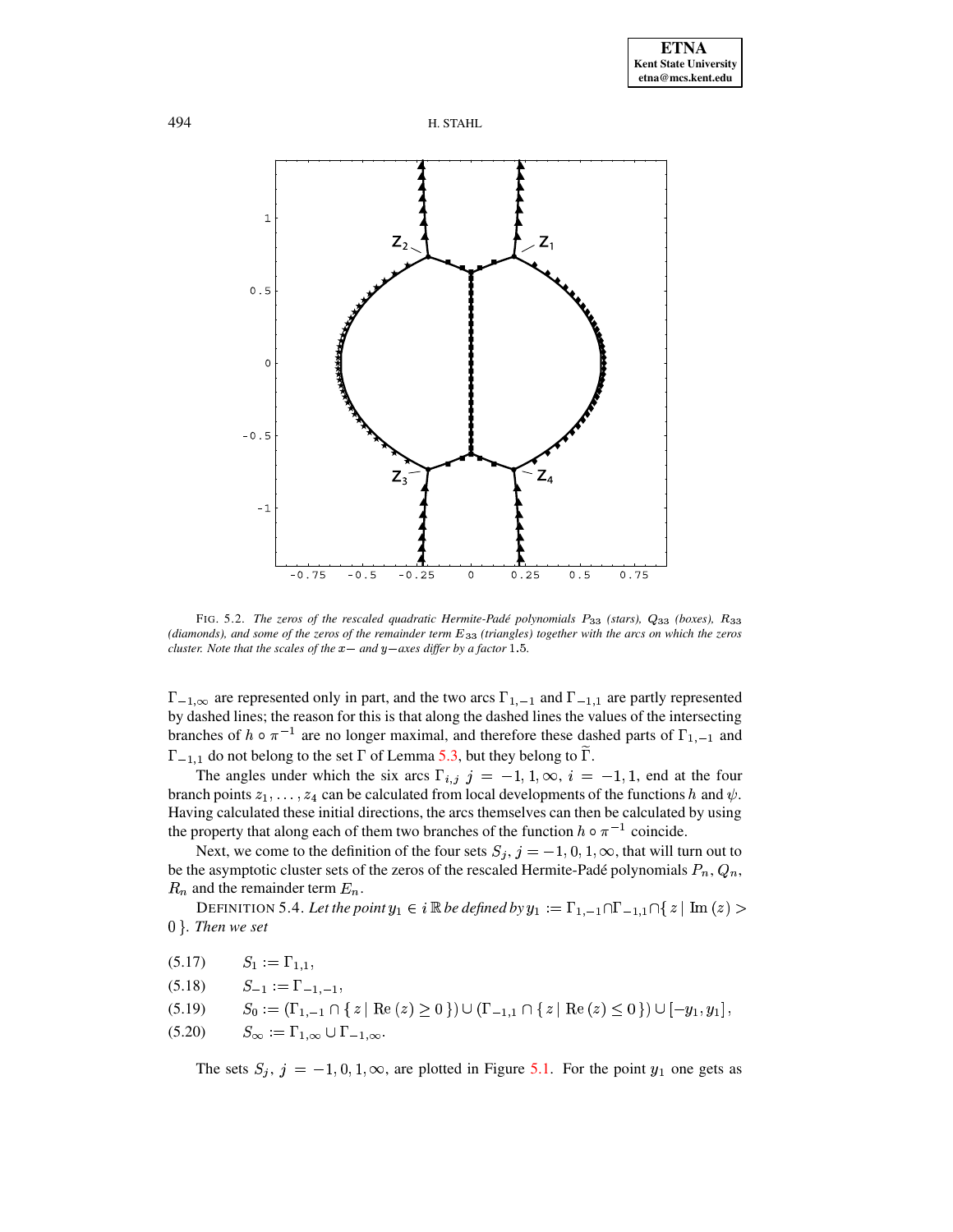FIG. 5.2. *The zeros of the rescaled quadratic Hermite-Padé polynomials $P_{33}$ (stars), $Q_{33}$ (boxes), $R_{33}$ (diamonds), and some of the zeros of the remainder term $E_{33}$ (triangles) together with the arcs on which the zeros cluster. Note that the scales of the $x-$ and $y-$axes differ by a factor 1.5.*

$\Gamma_{-1,\infty}$ are represented only in part, and the two arcs $\Gamma_{1,-1}$ and $\Gamma_{-1,1}$ are partly represented by dashed lines; the reason for this is that along the dashed lines the values of the intersecting branches of $h \circ \pi^{-1}$ are no longer maximal, and therefore these dashed parts of $\Gamma_{1,-1}$ and $\Gamma_{-1,1}$ do not belong to the set $\Gamma$ of Lemma 5.3, but they belong to $\widetilde{\Gamma}$.

The angles under which the six arcs $\Gamma_{i,j}$ $j = -1, 1, \infty$, $i = -1, 1$, end at the four branch points $z_1, \ldots, z_4$ can be calculated from local developments of the functions $h$ and $\psi$. Having calculated these initial directions, the arcs themselves can then be calculated by using the property that along each of them two branches of the function $h \circ \pi^{-1}$ coincide.

Next, we come to the definition of the four sets $S_j$, $j = -1, 0, 1, \infty$, that will turn out to be the asymptotic cluster sets of the zeros of the rescaled Hermite-Padé polynomials $P_n$, $Q_n$, $R_n$ and the remainder term $E_n$.

DEFINITION 5.4. *Let the point $y_1 \in i\,\mathbb{R}$ be defined by $y_1 := \Gamma_{1,-1} \cap \Gamma_{-1,1} \cap \{\, z \mid \operatorname{Im}(z) > 0 \,\}$. Then we set*

$$S_1 := \Gamma_{1,1}, \tag{5.17}$$

$$S_{-1} := \Gamma_{-1,-1}, \tag{5.18}$$

$$S_0 := (\Gamma_{1,-1} \cap \{\, z \mid \operatorname{Re}(z) \geq 0 \,\}) \cup (\Gamma_{-1,1} \cap \{\, z \mid \operatorname{Re}(z) \leq 0 \,\}) \cup [-y_1, y_1], \tag{5.19}$$

$$S_\infty := \Gamma_{1,\infty} \cup \Gamma_{-1,\infty}. \tag{5.20}$$

The sets $S_j$, $j = -1, 0, 1, \infty$, are plotted in Figure 5.1. For the point $y_1$ one gets as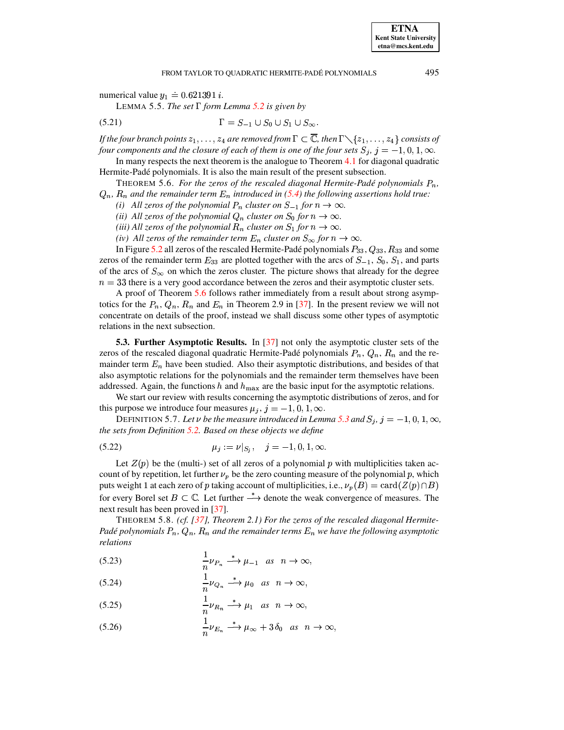numerical value $y_1 \doteq 0.621391\, i$.

LEMMA 5.5. *The set $\Gamma$ form Lemma 5.2 is given by*

$$\Gamma = S_{-1} \cup S_0 \cup S_1 \cup S_\infty. \tag{5.21}$$

*If the four branch points $z_1, \ldots, z_4$ are removed from $\Gamma \subset \overline{\mathbb{C}}$, then $\Gamma \setminus \{z_1, \ldots, z_4\}$ consists of four components and the closure of each of them is one of the four sets $S_j$, $j = -1, 0, 1, \infty$.*

In many respects the next theorem is the analogue to Theorem 4.1 for diagonal quadratic Hermite-Padé polynomials. It is also the main result of the present subsection.

THEOREM 5.6. *For the zeros of the rescaled diagonal Hermite-Padé polynomials $P_n$, $Q_n$, $R_n$ and the remainder term $E_n$ introduced in (5.4) the following assertions hold true:*

*(i) All zeros of the polynomial $P_n$ cluster on $S_{-1}$ for $n \to \infty$.*
*(ii) All zeros of the polynomial $Q_n$ cluster on $S_0$ for $n \to \infty$.*
*(iii) All zeros of the polynomial $R_n$ cluster on $S_1$ for $n \to \infty$.*
*(iv) All zeros of the remainder term $E_n$ cluster on $S_\infty$ for $n \to \infty$.*

In Figure 5.2 all zeros of the rescaled Hermite-Padé polynomials $P_{33}$, $Q_{33}$, $R_{33}$ and some zeros of the remainder term $E_{33}$ are plotted together with the arcs of $S_{-1}$, $S_0$, $S_1$, and parts of the arcs of $S_\infty$ on which the zeros cluster. The picture shows that already for the degree $n = 33$ there is a very good accordance between the zeros and their asymptotic cluster sets.

A proof of Theorem 5.6 follows rather immediately from a result about strong asymptotics for the $P_n$, $Q_n$, $R_n$ and $E_n$ in Theorem 2.9 in [37]. In the present review we will not concentrate on details of the proof, instead we shall discuss some other types of asymptotic relations in the next subsection.

### 5.3. Further Asymptotic Results.

In [37] not only the asymptotic cluster sets of the zeros of the rescaled diagonal quadratic Hermite-Padé polynomials $P_n$, $Q_n$, $R_n$ and the remainder term $E_n$ have been studied. Also their asymptotic distributions, and besides of that also asymptotic relations for the polynomials and the remainder term themselves have been addressed. Again, the functions $h$ and $h_{\max}$ are the basic input for the asymptotic relations.

We start our review with results concerning the asymptotic distributions of zeros, and for this purpose we introduce four measures $\mu_j$, $j = -1, 0, 1, \infty$.

DEFINITION 5.7. *Let $\nu$ be the measure introduced in Lemma 5.3 and $S_j$, $j = -1, 0, 1, \infty$, the sets from Definition 5.2. Based on these objects we define*

$$\mu_j := \nu|_{S_j}, \quad j = -1, 0, 1, \infty. \tag{5.22}$$

Let $Z(p)$ be the (multi-) set of all zeros of a polynomial $p$ with multiplicities taken account of by repetition, let further $\nu_p$ be the zero counting measure of the polynomial $p$, which puts weight 1 at each zero of $p$ taking account of multiplicities, i.e., $\nu_p(B) = \operatorname{card}(Z(p) \cap B)$ for every Borel set $B \subset \mathbb{C}$. Let further $\xrightarrow{*}$ denote the weak convergence of measures. The next result has been proved in [37].

THEOREM 5.8. *(cf. [37], Theorem 2.1) For the zeros of the rescaled diagonal Hermite-Padé polynomials $P_n$, $Q_n$, $R_n$ and the remainder terms $E_n$ we have the following asymptotic relations*

$$\frac{1}{n}\nu_{P_n} \xrightarrow{*} \mu_{-1} \quad as \quad n \to \infty, \tag{5.23}$$

$$\frac{1}{n}\nu_{Q_n} \xrightarrow{*} \mu_0 \quad as \quad n \to \infty, \tag{5.24}$$

$$\frac{1}{n}\nu_{R_n} \xrightarrow{*} \mu_1 \quad as \quad n \to \infty, \tag{5.25}$$

$$\frac{1}{n}\nu_{E_n} \xrightarrow{*} \mu_\infty + 3\,\delta_0 \quad as \quad n \to \infty, \tag{5.26}$$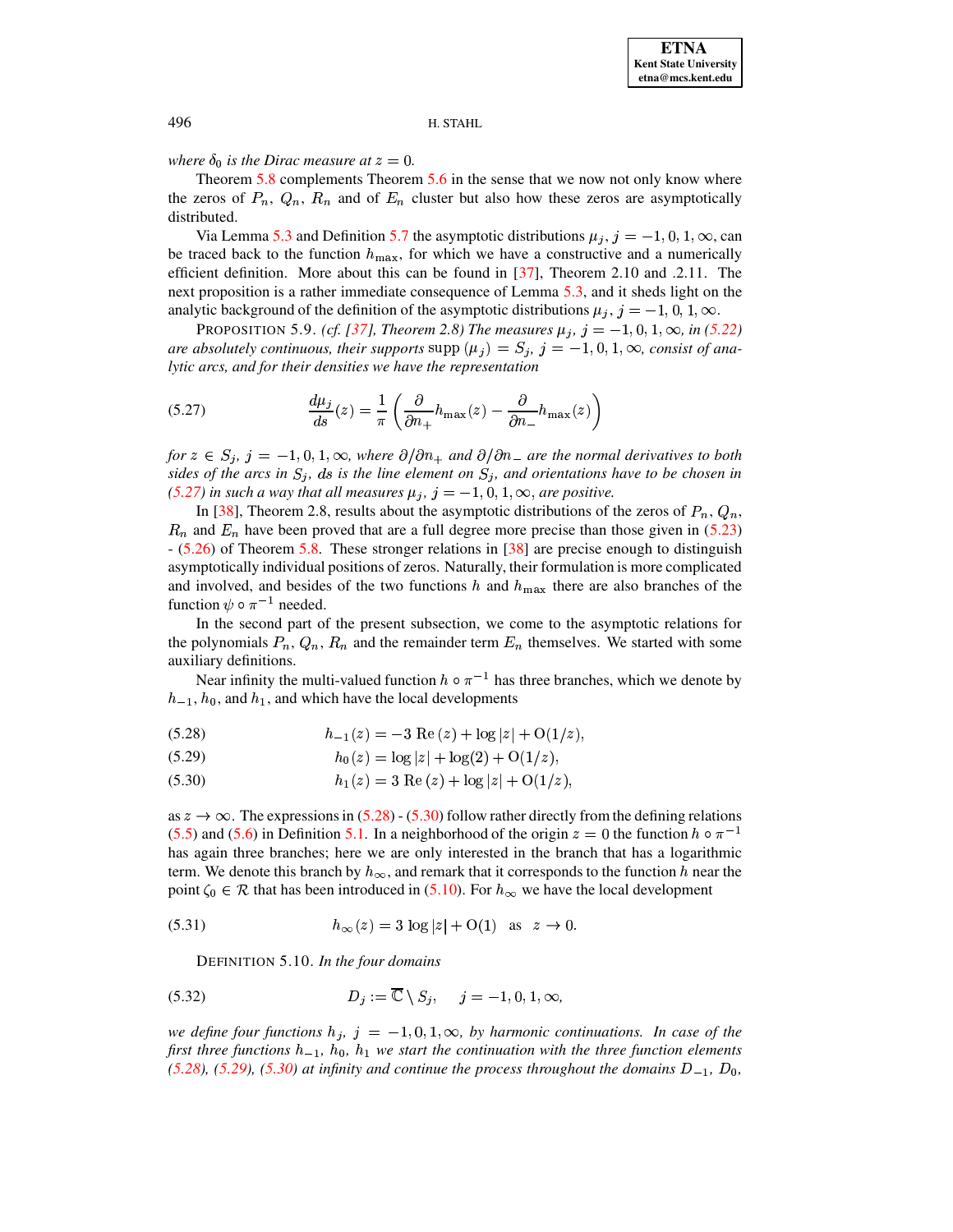*where $\delta_0$ is the Dirac measure at $z = 0$.*

Theorem 5.8 complements Theorem 5.6 in the sense that we now not only know where the zeros of $P_n$, $Q_n$, $R_n$ and of $E_n$ cluster but also how these zeros are asymptotically distributed.

Via Lemma 5.3 and Definition 5.7 the asymptotic distributions $\mu_j$, $j = -1, 0, 1, \infty$, can be traced back to the function $h_{\max}$, for which we have a constructive and a numerically efficient definition. More about this can be found in [37], Theorem 2.10 and .2.11. The next proposition is a rather immediate consequence of Lemma 5.3, and it sheds light on the analytic background of the definition of the asymptotic distributions $\mu_j$, $j = -1, 0, 1, \infty$.

PROPOSITION 5.9. *(cf. [37], Theorem 2.8) The measures $\mu_j$, $j = -1, 0, 1, \infty$, in (5.22) are absolutely continuous, their supports $\operatorname{supp}(\mu_j) = S_j$, $j = -1, 0, 1, \infty$, consist of analytic arcs, and for their densities we have the representation*

$$
\frac{d\mu_j}{ds}(z) = \frac{1}{\pi}\left(\frac{\partial}{\partial n_+}h_{\max}(z) - \frac{\partial}{\partial n_-}h_{\max}(z)\right) \tag{5.27}
$$

*for $z \in S_j$, $j = -1, 0, 1, \infty$, where $\partial/\partial n_+$ and $\partial/\partial n_-$ are the normal derivatives to both sides of the arcs in $S_j$, $ds$ is the line element on $S_j$, and orientations have to be chosen in (5.27) in such a way that all measures $\mu_j$, $j = -1, 0, 1, \infty$, are positive.*

In [38], Theorem 2.8, results about the asymptotic distributions of the zeros of $P_n$, $Q_n$, $R_n$ and $E_n$ have been proved that are a full degree more precise than those given in (5.23) - (5.26) of Theorem 5.8. These stronger relations in [38] are precise enough to distinguish asymptotically individual positions of zeros. Naturally, their formulation is more complicated and involved, and besides of the two functions $h$ and $h_{\max}$ there are also branches of the function $\psi \circ \pi^{-1}$ needed.

In the second part of the present subsection, we come to the asymptotic relations for the polynomials $P_n$, $Q_n$, $R_n$ and the remainder term $E_n$ themselves. We started with some auxiliary definitions.

Near infinity the multi-valued function $h \circ \pi^{-1}$ has three branches, which we denote by $h_{-1}$, $h_0$, and $h_1$, and which have the local developments

$$
h_{-1}(z) = -3\,\operatorname{Re}(z) + \log|z| + \mathrm{O}(1/z), \tag{5.28}
$$

$$
h_0(z) = \log|z| + \log(2) + \mathrm{O}(1/z), \tag{5.29}
$$

$$
h_1(z) = 3\,\operatorname{Re}(z) + \log|z| + \mathrm{O}(1/z), \tag{5.30}
$$

as $z \to \infty$. The expressions in (5.28) - (5.30) follow rather directly from the defining relations (5.5) and (5.6) in Definition 5.1. In a neighborhood of the origin $z = 0$ the function $h \circ \pi^{-1}$ has again three branches; here we are only interested in the branch that has a logarithmic term. We denote this branch by $h_\infty$, and remark that it corresponds to the function $h$ near the point $\zeta_0 \in \mathcal{R}$ that has been introduced in (5.10). For $h_\infty$ we have the local development

$$
h_\infty(z) = 3\,\log|z| + \mathrm{O}(1) \quad \text{as} \quad z \to 0. \tag{5.31}
$$

DEFINITION 5.10. *In the four domains*

$$
D_j := \overline{\mathbb{C}} \setminus S_j, \qquad j = -1, 0, 1, \infty, \tag{5.32}
$$

*we define four functions $h_j$, $j = -1, 0, 1, \infty$, by harmonic continuations. In case of the first three functions $h_{-1}$, $h_0$, $h_1$ we start the continuation with the three function elements (5.28), (5.29), (5.30) at infinity and continue the process throughout the domains $D_{-1}$, $D_0$,*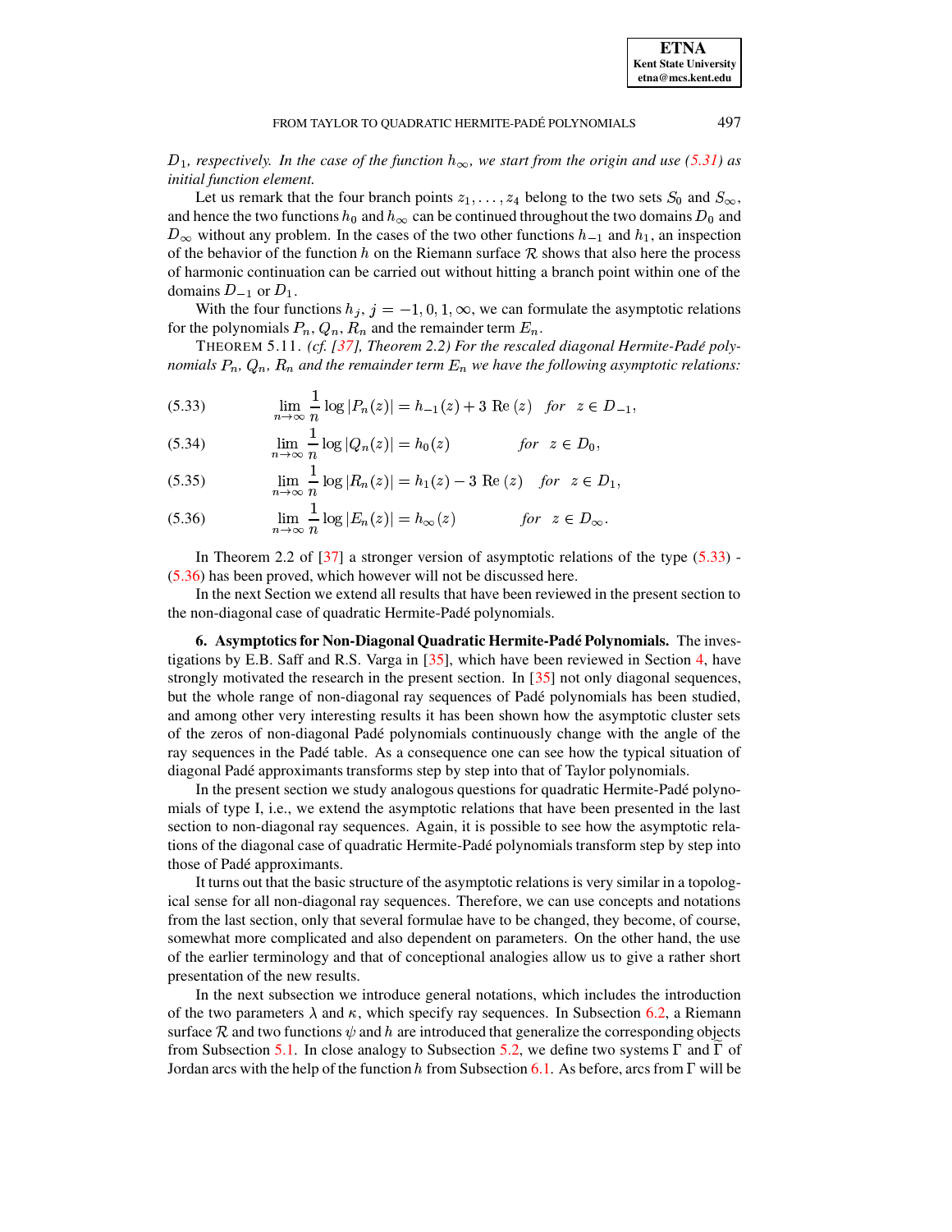*$D_1$, respectively. In the case of the function $h_\infty$, we start from the origin and use (5.31) as initial function element.*

Let us remark that the four branch points $z_1, \dots, z_4$ belong to the two sets $S_0$ and $S_\infty$, and hence the two functions $h_0$ and $h_\infty$ can be continued throughout the two domains $D_0$ and $D_\infty$ without any problem. In the cases of the two other functions $h_{-1}$ and $h_1$, an inspection of the behavior of the function $h$ on the Riemann surface $\mathcal{R}$ shows that also here the process of harmonic continuation can be carried out without hitting a branch point within one of the domains $D_{-1}$ or $D_1$.

With the four functions $h_j$, $j = -1, 0, 1, \infty$, we can formulate the asymptotic relations for the polynomials $P_n$, $Q_n$, $R_n$ and the remainder term $E_n$.

THEOREM 5.11. *(cf. [37], Theorem 2.2) For the rescaled diagonal Hermite-Padé polynomials $P_n$, $Q_n$, $R_n$ and the remainder term $E_n$ we have the following asymptotic relations:*

$$\lim_{n\to\infty} \frac{1}{n} \log |P_n(z)| = h_{-1}(z) + 3 \ \mathrm{Re}\,(z) \quad \text{for} \quad z \in D_{-1}, \tag{5.33}$$

$$\lim_{n\to\infty} \frac{1}{n} \log |Q_n(z)| = h_0(z) \qquad\qquad \text{for} \quad z \in D_0, \tag{5.34}$$

$$\lim_{n\to\infty} \frac{1}{n} \log |R_n(z)| = h_1(z) - 3 \ \mathrm{Re}\,(z) \quad \text{for} \quad z \in D_1, \tag{5.35}$$

$$\lim_{n\to\infty} \frac{1}{n} \log |E_n(z)| = h_\infty(z) \qquad\qquad \text{for} \quad z \in D_\infty. \tag{5.36}$$

In Theorem 2.2 of [37] a stronger version of asymptotic relations of the type (5.33) - (5.36) has been proved, which however will not be discussed here.

In the next Section we extend all results that have been reviewed in the present section to the non-diagonal case of quadratic Hermite-Padé polynomials.

## 6. Asymptotics for Non-Diagonal Quadratic Hermite-Padé Polynomials.

The investigations by E.B. Saff and R.S. Varga in [35], which have been reviewed in Section 4, have strongly motivated the research in the present section. In [35] not only diagonal sequences, but the whole range of non-diagonal ray sequences of Padé polynomials has been studied, and among other very interesting results it has been shown how the asymptotic cluster sets of the zeros of non-diagonal Padé polynomials continuously change with the angle of the ray sequences in the Padé table. As a consequence one can see how the typical situation of diagonal Padé approximants transforms step by step into that of Taylor polynomials.

In the present section we study analogous questions for quadratic Hermite-Padé polynomials of type I, i.e., we extend the asymptotic relations that have been presented in the last section to non-diagonal ray sequences. Again, it is possible to see how the asymptotic relations of the diagonal case of quadratic Hermite-Padé polynomials transform step by step into those of Padé approximants.

It turns out that the basic structure of the asymptotic relations is very similar in a topological sense for all non-diagonal ray sequences. Therefore, we can use concepts and notations from the last section, only that several formulae have to be changed, they become, of course, somewhat more complicated and also dependent on parameters. On the other hand, the use of the earlier terminology and that of conceptional analogies allow us to give a rather short presentation of the new results.

In the next subsection we introduce general notations, which includes the introduction of the two parameters $\lambda$ and $\kappa$, which specify ray sequences. In Subsection 6.2, a Riemann surface $\mathcal{R}$ and two functions $\psi$ and $h$ are introduced that generalize the corresponding objects from Subsection 5.1. In close analogy to Subsection 5.2, we define two systems $\Gamma$ and $\widetilde{\Gamma}$ of Jordan arcs with the help of the function $h$ from Subsection 6.1. As before, arcs from $\Gamma$ will be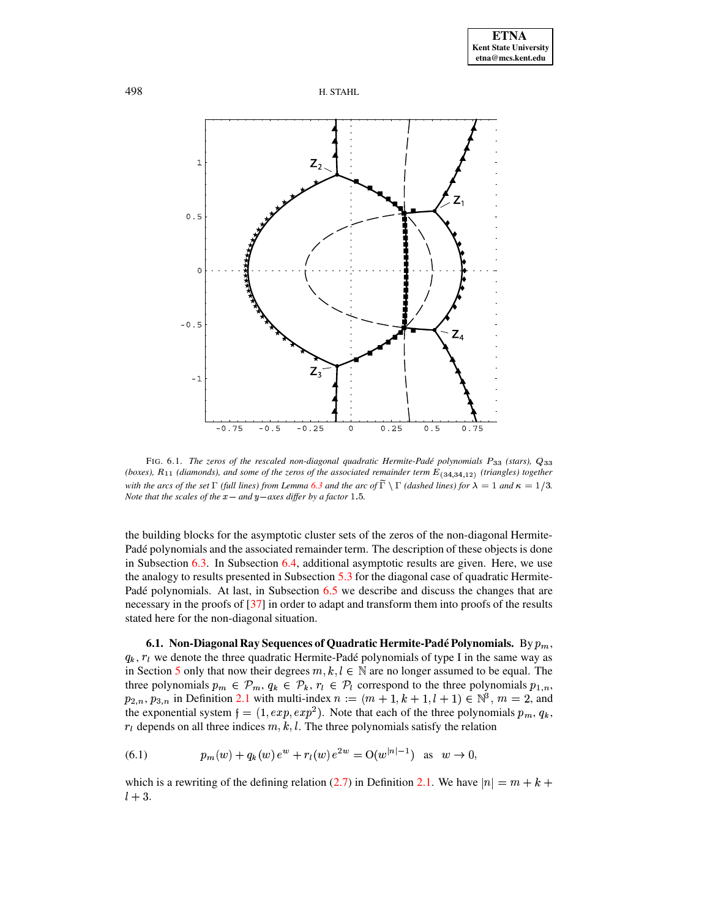FIG. 6.1. *The zeros of the rescaled non-diagonal quadratic Hermite-Padé polynomials $P_{33}$ (stars), $Q_{33}$ (boxes), $R_{11}$ (diamonds), and some of the zeros of the associated remainder term $E_{(34,34,12)}$ (triangles) together with the arcs of the set $\Gamma$ (full lines) from Lemma 6.3 and the arc of $\widetilde{\Gamma} \setminus \Gamma$ (dashed lines) for $\lambda = 1$ and $\kappa = 1/3$. Note that the scales of the $x-$ and $y-$axes differ by a factor 1.5.*

the building blocks for the asymptotic cluster sets of the zeros of the non-diagonal Hermite-Padé polynomials and the associated remainder term. The description of these objects is done in Subsection 6.3. In Subsection 6.4, additional asymptotic results are given. Here, we use the analogy to results presented in Subsection 5.3 for the diagonal case of quadratic Hermite-Padé polynomials. At last, in Subsection 6.5 we describe and discuss the changes that are necessary in the proofs of [37] in order to adapt and transform them into proofs of the results stated here for the non-diagonal situation.

**6.1. Non-Diagonal Ray Sequences of Quadratic Hermite-Padé Polynomials.** By $p_m$, $q_k$, $r_l$ we denote the three quadratic Hermite-Padé polynomials of type I in the same way as in Section 5 only that now their degrees $m, k, l \in \mathbb{N}$ are no longer assumed to be equal. The three polynomials $p_m \in \mathcal{P}_m$, $q_k \in \mathcal{P}_k$, $r_l \in \mathcal{P}_l$ correspond to the three polynomials $p_{1,n}$, $p_{2,n}$, $p_{3,n}$ in Definition 2.1 with multi-index $n := (m+1, k+1, l+1) \in \mathbb{N}^3$, $m = 2$, and the exponential system $\mathfrak{f} = (1, exp, exp^2)$. Note that each of the three polynomials $p_m$, $q_k$, $r_l$ depends on all three indices $m, k, l$. The three polynomials satisfy the relation

$$p_m(w) + q_k(w)\, e^{w} + r_l(w)\, e^{2w} = \mathrm{O}(w^{|n|-1}) \quad \text{as} \quad w \to 0, \tag{6.1}$$

which is a rewriting of the defining relation (2.7) in Definition 2.1. We have $|n| = m + k + l + 3$.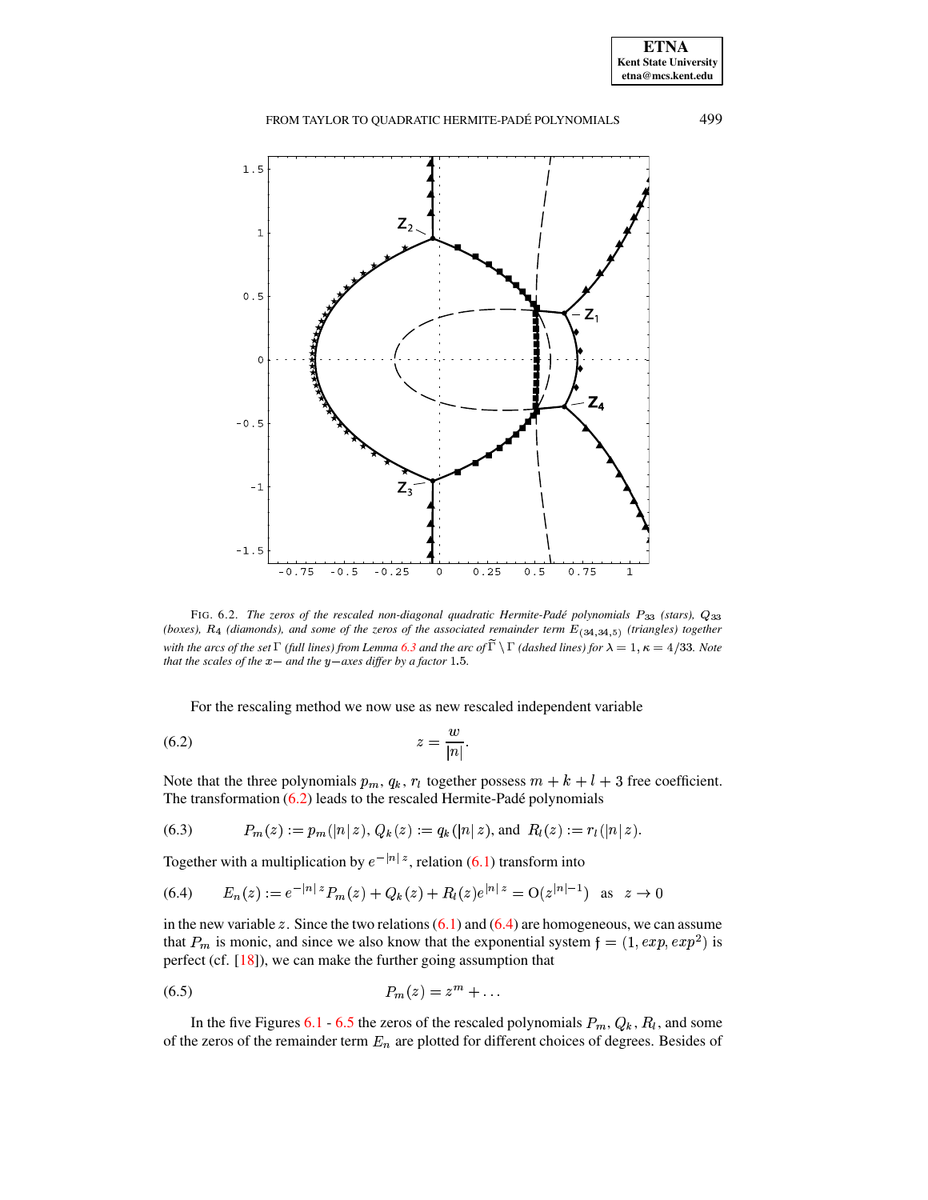FIG. 6.2. *The zeros of the rescaled non-diagonal quadratic Hermite-Padé polynomials $P_{33}$ (stars), $Q_{33}$ (boxes), $R_4$ (diamonds), and some of the zeros of the associated remainder term $E_{(34,34,5)}$ (triangles) together with the arcs of the set $\Gamma$ (full lines) from Lemma 6.3 and the arc of $\widehat{\Gamma} \setminus \Gamma$ (dashed lines) for $\lambda = 1$, $\kappa = 4/33$. Note that the scales of the $x-$ and the $y-$axes differ by a factor 1.5.*

For the rescaling method we now use as new rescaled independent variable

$$z = \frac{w}{|n|}. \tag{6.2}$$

Note that the three polynomials $p_m$, $q_k$, $r_l$ together possess $m + k + l + 3$ free coefficient. The transformation (6.2) leads to the rescaled Hermite-Padé polynomials

$$P_m(z) := p_m(|n|\,z),\ Q_k(z) := q_k(|n|\,z), \text{ and } \ R_l(z) := r_l(|n|\,z). \tag{6.3}$$

Together with a multiplication by $e^{-|n|\,z}$, relation (6.1) transform into

$$E_n(z) := e^{-|n|\,z}P_m(z) + Q_k(z) + R_l(z)e^{|n|\,z} = \mathrm{O}(z^{|n|-1}) \quad \text{as} \quad z \to 0 \tag{6.4}$$

in the new variable $z$. Since the two relations (6.1) and (6.4) are homogeneous, we can assume that $P_m$ is monic, and since we also know that the exponential system $\mathfrak{f} = (1, exp, exp^2)$ is perfect (cf. [18]), we can make the further going assumption that

$$P_m(z) = z^m + \dots \tag{6.5}$$

In the five Figures 6.1 - 6.5 the zeros of the rescaled polynomials $P_m$, $Q_k$, $R_l$, and some of the zeros of the remainder term $E_n$ are plotted for different choices of degrees. Besides of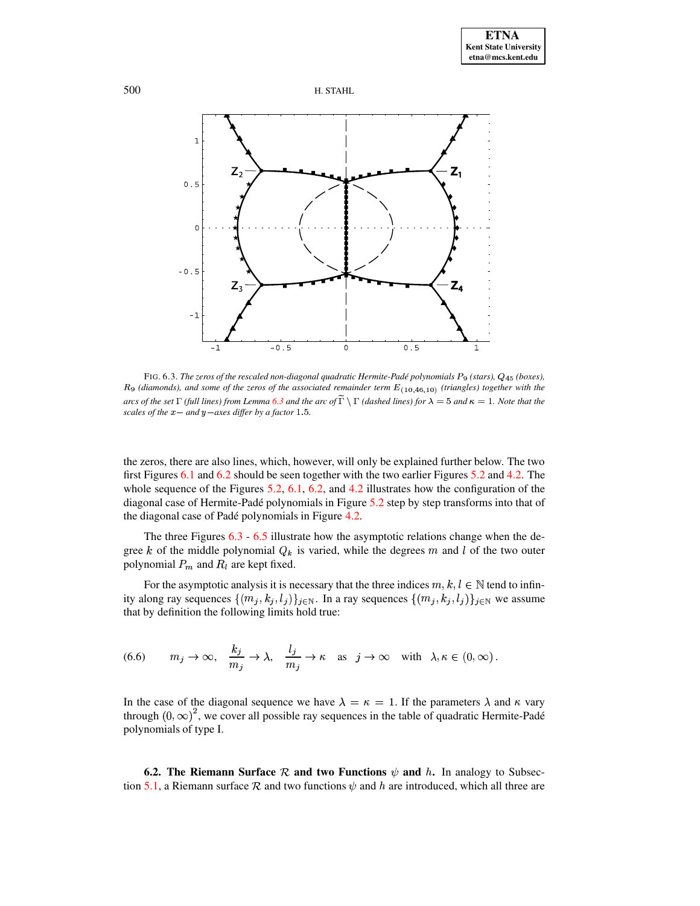FIG. 6.3. *The zeros of the rescaled non-diagonal quadratic Hermite-Padé polynomials $P_9$ (stars), $Q_{45}$ (boxes), $R_9$ (diamonds), and some of the zeros of the associated remainder term $E_{(10,46,10)}$ (triangles) together with the arcs of the set $\Gamma$ (full lines) from Lemma 6.3 and the arc of $\widetilde{\Gamma} \setminus \Gamma$ (dashed lines) for $\lambda = 5$ and $\kappa = 1$. Note that the scales of the $x-$ and $y-$axes differ by a factor $1.5$.*

the zeros, there are also lines, which, however, will only be explained further below. The two first Figures 6.1 and 6.2 should be seen together with the two earlier Figures 5.2 and 4.2. The whole sequence of the Figures 5.2, 6.1, 6.2, and 4.2 illustrates how the configuration of the diagonal case of Hermite-Padé polynomials in Figure 5.2 step by step transforms into that of the diagonal case of Padé polynomials in Figure 4.2.

The three Figures 6.3 - 6.5 illustrate how the asymptotic relations change when the degree $k$ of the middle polynomial $Q_k$ is varied, while the degrees $m$ and $l$ of the two outer polynomial $P_m$ and $R_l$ are kept fixed.

For the asymptotic analysis it is necessary that the three indices $m, k, l \in \mathbb{N}$ tend to infinity along ray sequences $\{(m_j, k_j, l_j)\}_{j\in\mathbb{N}}$. In a ray sequences $\{(m_j, k_j, l_j)\}_{j\in\mathbb{N}}$ we assume that by definition the following limits hold true:

$$(6.6) \qquad m_j \to \infty, \quad \frac{k_j}{m_j} \to \lambda, \quad \frac{l_j}{m_j} \to \kappa \quad \text{as} \quad j \to \infty \quad \text{with} \quad \lambda, \kappa \in (0, \infty).$$

In the case of the diagonal sequence we have $\lambda = \kappa = 1$. If the parameters $\lambda$ and $\kappa$ vary through $(0, \infty)^2$, we cover all possible ray sequences in the table of quadratic Hermite-Padé polynomials of type I.

**6.2. The Riemann Surface $\mathcal{R}$ and two Functions $\psi$ and $h$.** In analogy to Subsection 5.1, a Riemann surface $\mathcal{R}$ and two functions $\psi$ and $h$ are introduced, which all three are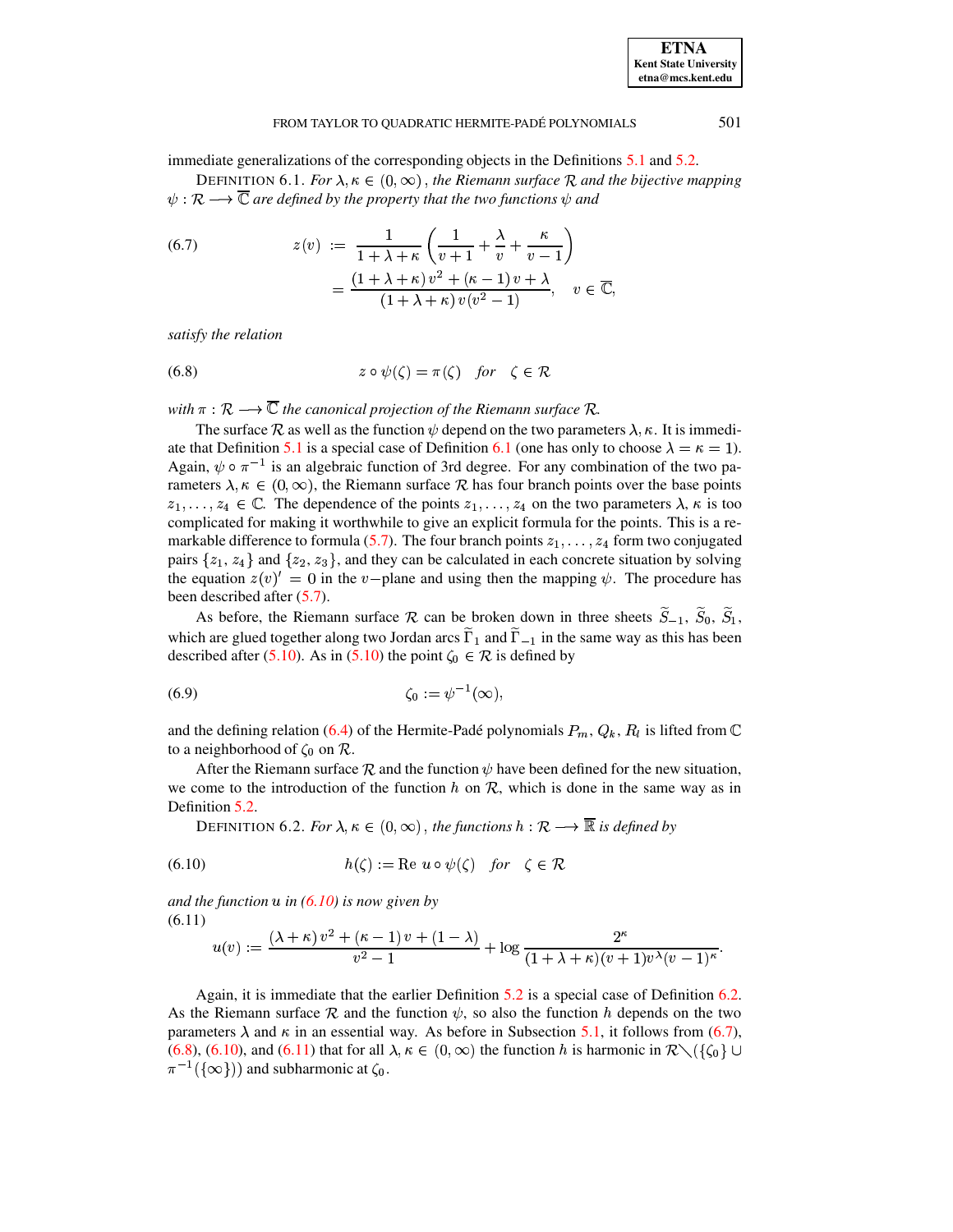immediate generalizations of the corresponding objects in the Definitions 5.1 and 5.2.

DEFINITION 6.1. *For $\lambda, \kappa \in (0, \infty)$, the Riemann surface $\mathcal{R}$ and the bijective mapping $\psi : \mathcal{R} \longrightarrow \overline{\mathbb{C}}$ are defined by the property that the two functions $\psi$ and*

$$
\begin{aligned}
z(v) &:= \frac{1}{1+\lambda+\kappa}\left(\frac{1}{v+1}+\frac{\lambda}{v}+\frac{\kappa}{v-1}\right) \\
&= \frac{(1+\lambda+\kappa)\,v^2+(\kappa-1)\,v+\lambda}{(1+\lambda+\kappa)\,v(v^2-1)}, \quad v \in \overline{\mathbb{C}},
\end{aligned}
\tag{6.7}
$$

*satisfy the relation*

$$
z \circ \psi(\zeta) = \pi(\zeta) \quad \text{for} \quad \zeta \in \mathcal{R} \tag{6.8}
$$

*with $\pi : \mathcal{R} \longrightarrow \overline{\mathbb{C}}$ the canonical projection of the Riemann surface $\mathcal{R}$.*

The surface $\mathcal{R}$ as well as the function $\psi$ depend on the two parameters $\lambda, \kappa$. It is immediate that Definition 5.1 is a special case of Definition 6.1 (one has only to choose $\lambda = \kappa = 1$). Again, $\psi \circ \pi^{-1}$ is an algebraic function of 3rd degree. For any combination of the two parameters $\lambda, \kappa \in (0, \infty)$, the Riemann surface $\mathcal{R}$ has four branch points over the base points $z_1, \ldots, z_4 \in \mathbb{C}$. The dependence of the points $z_1, \ldots, z_4$ on the two parameters $\lambda$, $\kappa$ is too complicated for making it worthwhile to give an explicit formula for the points. This is a remarkable difference to formula (5.7). The four branch points $z_1, \ldots, z_4$ form two conjugated pairs $\{z_1, z_4\}$ and $\{z_2, z_3\}$, and they can be calculated in each concrete situation by solving the equation $z(v)' = 0$ in the $v-$plane and using then the mapping $\psi$. The procedure has been described after (5.7).

As before, the Riemann surface $\mathcal{R}$ can be broken down in three sheets $\widetilde{S}_{-1}$, $\widetilde{S}_0$, $\widetilde{S}_1$, which are glued together along two Jordan arcs $\widetilde{\Gamma}_1$ and $\widetilde{\Gamma}_{-1}$ in the same way as this has been described after (5.10). As in (5.10) the point $\zeta_0 \in \mathcal{R}$ is defined by

$$
\zeta_0 := \psi^{-1}(\infty), \tag{6.9}
$$

and the defining relation (6.4) of the Hermite-Padé polynomials $P_m$, $Q_k$, $R_l$ is lifted from $\mathbb{C}$ to a neighborhood of $\zeta_0$ on $\mathcal{R}$.

After the Riemann surface $\mathcal{R}$ and the function $\psi$ have been defined for the new situation, we come to the introduction of the function $h$ on $\mathcal{R}$, which is done in the same way as in Definition 5.2.

DEFINITION 6.2. *For $\lambda, \kappa \in (0, \infty)$, the functions $h : \mathcal{R} \longrightarrow \overline{\mathbb{R}}$ is defined by*

$$
h(\zeta) := \operatorname{Re}\, u \circ \psi(\zeta) \quad \text{for} \quad \zeta \in \mathcal{R} \tag{6.10}
$$

*and the function $u$ in (6.10) is now given by*

$$
u(v) := \frac{(\lambda+\kappa)\,v^2+(\kappa-1)\,v+(1-\lambda)}{v^2-1} + \log\frac{2^{\kappa}}{(1+\lambda+\kappa)(v+1)v^{\lambda}(v-1)^{\kappa}}. \tag{6.11}
$$

Again, it is immediate that the earlier Definition 5.2 is a special case of Definition 6.2. As the Riemann surface $\mathcal{R}$ and the function $\psi$, so also the function $h$ depends on the two parameters $\lambda$ and $\kappa$ in an essential way. As before in Subsection 5.1, it follows from (6.7), (6.8), (6.10), and (6.11) that for all $\lambda, \kappa \in (0, \infty)$ the function $h$ is harmonic in $\mathcal{R} \diagdown (\{\zeta_0\} \cup \pi^{-1}(\{\infty\}))$ and subharmonic at $\zeta_0$.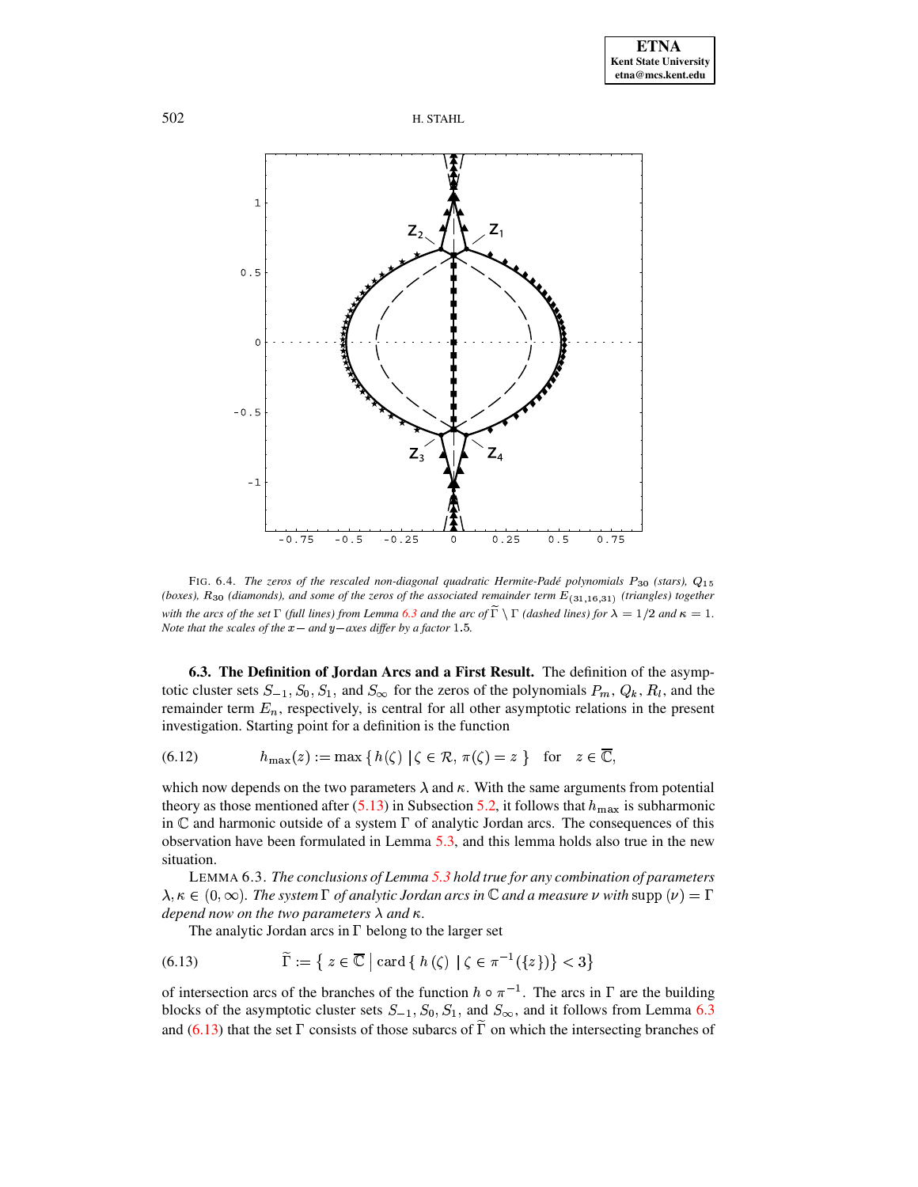FIG. 6.4. *The zeros of the rescaled non-diagonal quadratic Hermite-Padé polynomials $P_{30}$ (stars), $Q_{15}$ (boxes), $R_{30}$ (diamonds), and some of the zeros of the associated remainder term $E_{(31,16,31)}$ (triangles) together with the arcs of the set $\Gamma$ (full lines) from Lemma 6.3 and the arc of $\widetilde{\Gamma} \setminus \Gamma$ (dashed lines) for $\lambda = 1/2$ and $\kappa = 1$. Note that the scales of the $x-$ and $y-$axes differ by a factor 1.5.*

**6.3. The Definition of Jordan Arcs and a First Result.** The definition of the asymptotic cluster sets $S_{-1}, S_0, S_1$, and $S_\infty$ for the zeros of the polynomials $P_m$, $Q_k$, $R_l$, and the remainder term $E_n$, respectively, is central for all other asymptotic relations in the present investigation. Starting point for a definition is the function

$$h_{\max}(z) := \max \{ h(\zeta) \mid \zeta \in \mathcal{R},\, \pi(\zeta) = z \} \quad \text{for} \quad z \in \overline{\mathbb{C}}, \tag{6.12}$$

which now depends on the two parameters $\lambda$ and $\kappa$. With the same arguments from potential theory as those mentioned after (5.13) in Subsection 5.2, it follows that $h_{\max}$ is subharmonic in $\mathbb{C}$ and harmonic outside of a system $\Gamma$ of analytic Jordan arcs. The consequences of this observation have been formulated in Lemma 5.3, and this lemma holds also true in the new situation.

LEMMA 6.3. *The conclusions of Lemma 5.3 hold true for any combination of parameters $\lambda, \kappa \in (0, \infty)$. The system $\Gamma$ of analytic Jordan arcs in $\mathbb{C}$ and a measure $\nu$ with $\operatorname{supp}(\nu) = \Gamma$ depend now on the two parameters $\lambda$ and $\kappa$.*

The analytic Jordan arcs in $\Gamma$ belong to the larger set

$$\widetilde{\Gamma} := \{ z \in \overline{\mathbb{C}} \mid \operatorname{card} \{ h(\zeta) \mid \zeta \in \pi^{-1}(\{z\}) \} < 3 \} \tag{6.13}$$

of intersection arcs of the branches of the function $h \circ \pi^{-1}$. The arcs in $\Gamma$ are the building blocks of the asymptotic cluster sets $S_{-1}, S_0, S_1$, and $S_\infty$, and it follows from Lemma 6.3 and (6.13) that the set $\Gamma$ consists of those subarcs of $\widetilde{\Gamma}$ on which the intersecting branches of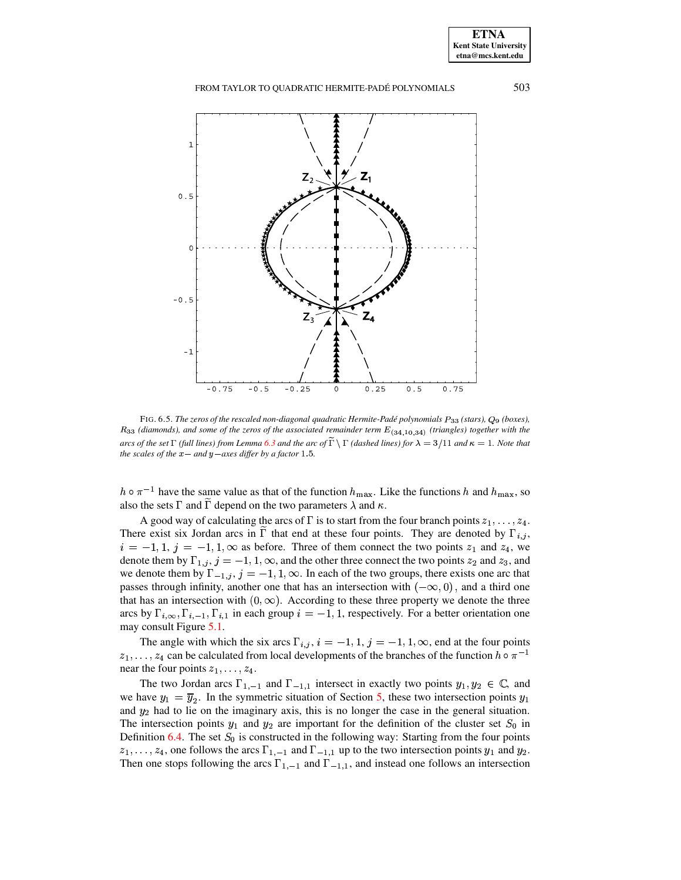FIG. 6.5. *The zeros of the rescaled non-diagonal quadratic Hermite-Padé polynomials $P_{33}$ (stars), $Q_9$ (boxes), $R_{33}$ (diamonds), and some of the zeros of the associated remainder term $E_{(34,10,34)}$ (triangles) together with the arcs of the set $\Gamma$ (full lines) from Lemma 6.3 and the arc of $\widetilde{\Gamma} \setminus \Gamma$ (dashed lines) for $\lambda = 3/11$ and $\kappa = 1$. Note that the scales of the $x-$ and $y-$axes differ by a factor 1.5.*

$h \circ \pi^{-1}$ have the same value as that of the function $h_{\max}$. Like the functions $h$ and $h_{\max}$, so also the sets $\Gamma$ and $\widetilde{\Gamma}$ depend on the two parameters $\lambda$ and $\kappa$.

A good way of calculating the arcs of $\Gamma$ is to start from the four branch points $z_1, \ldots, z_4$. There exist six Jordan arcs in $\widetilde{\Gamma}$ that end at these four points. They are denoted by $\Gamma_{i,j}$, $i = -1, 1$, $j = -1, 1, \infty$ as before. Three of them connect the two points $z_1$ and $z_4$, we denote them by $\Gamma_{1,j}$, $j = -1, 1, \infty$, and the other three connect the two points $z_2$ and $z_3$, and we denote them by $\Gamma_{-1,j}$, $j = -1, 1, \infty$. In each of the two groups, there exists one arc that passes through infinity, another one that has an intersection with $(-\infty, 0)$, and a third one that has an intersection with $(0, \infty)$. According to these three property we denote the three arcs by $\Gamma_{i,\infty}, \Gamma_{i,-1}, \Gamma_{i,1}$ in each group $i = -1, 1$, respectively. For a better orientation one may consult Figure 5.1.

The angle with which the six arcs $\Gamma_{i,j}$, $i = -1, 1$, $j = -1, 1, \infty$, end at the four points $z_1, \ldots, z_4$ can be calculated from local developments of the branches of the function $h \circ \pi^{-1}$ near the four points $z_1, \ldots, z_4$.

The two Jordan arcs $\Gamma_{1,-1}$ and $\Gamma_{-1,1}$ intersect in exactly two points $y_1, y_2 \in \mathbb{C}$, and we have $y_1 = \overline{y}_2$. In the symmetric situation of Section 5, these two intersection points $y_1$ and $y_2$ had to lie on the imaginary axis, this is no longer the case in the general situation. The intersection points $y_1$ and $y_2$ are important for the definition of the cluster set $S_0$ in Definition 6.4. The set $S_0$ is constructed in the following way: Starting from the four points $z_1, \ldots, z_4$, one follows the arcs $\Gamma_{1,-1}$ and $\Gamma_{-1,1}$ up to the two intersection points $y_1$ and $y_2$. Then one stops following the arcs $\Gamma_{1,-1}$ and $\Gamma_{-1,1}$, and instead one follows an intersection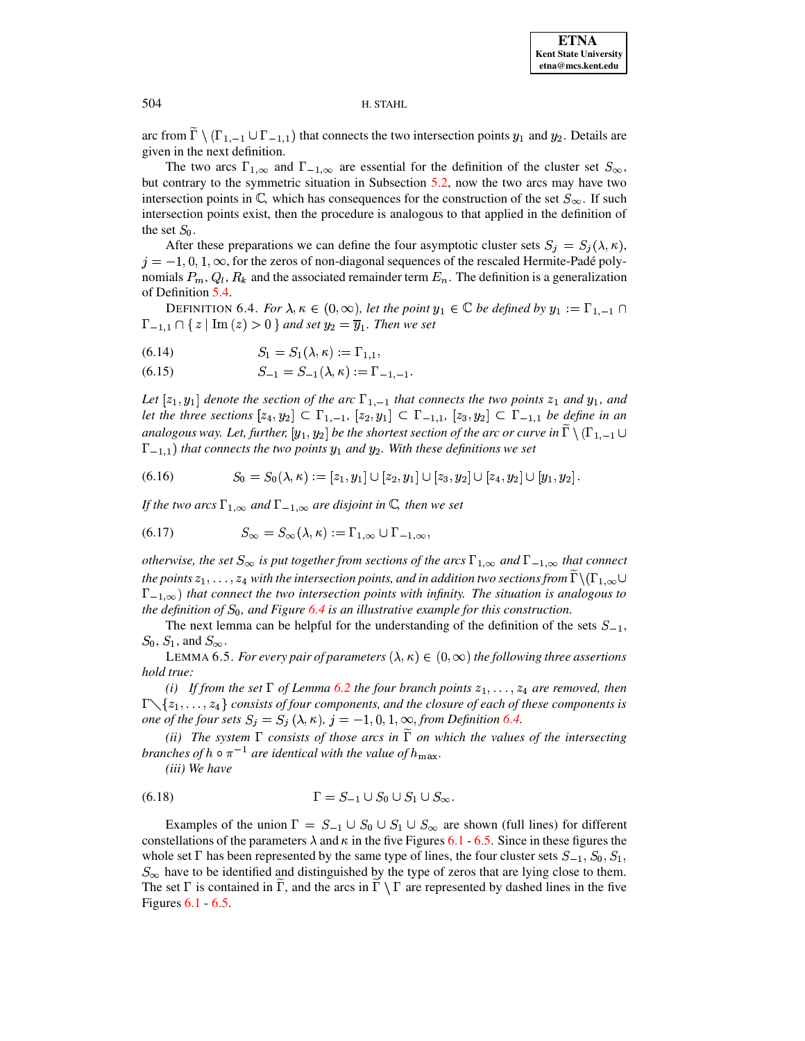arc from $\widetilde{\Gamma} \setminus (\Gamma_{1,-1} \cup \Gamma_{-1,1})$ that connects the two intersection points $y_1$ and $y_2$. Details are given in the next definition.

The two arcs $\Gamma_{1,\infty}$ and $\Gamma_{-1,\infty}$ are essential for the definition of the cluster set $S_\infty$, but contrary to the symmetric situation in Subsection 5.2, now the two arcs may have two intersection points in $\mathbb{C}$, which has consequences for the construction of the set $S_\infty$. If such intersection points exist, then the procedure is analogous to that applied in the definition of the set $S_0$.

After these preparations we can define the four asymptotic cluster sets $S_j = S_j(\lambda, \kappa)$, $j = -1, 0, 1, \infty$, for the zeros of non-diagonal sequences of the rescaled Hermite-Padé polynomials $P_m$, $Q_l$, $R_k$ and the associated remainder term $E_n$. The definition is a generalization of Definition 5.4.

Definition 6.4. *For $\lambda, \kappa \in (0, \infty)$, let the point $y_1 \in \mathbb{C}$ be defined by $y_1 := \Gamma_{1,-1} \cap \Gamma_{-1,1} \cap \{ z \mid \operatorname{Im}(z) > 0 \}$ and set $y_2 = \overline{y}_1$. Then we set*

$$S_1 = S_1(\lambda, \kappa) := \Gamma_{1,1}, \tag{6.14}$$

$$S_{-1} = S_{-1}(\lambda, \kappa) := \Gamma_{-1,-1}. \tag{6.15}$$

*Let $[z_1, y_1]$ denote the section of the arc $\Gamma_{1,-1}$ that connects the two points $z_1$ and $y_1$, and let the three sections $[z_4, y_2] \subset \Gamma_{1,-1}$, $[z_2, y_1] \subset \Gamma_{-1,1}$, $[z_3, y_2] \subset \Gamma_{-1,1}$ be define in an analogous way. Let, further, $[y_1, y_2]$ be the shortest section of the arc or curve in $\widetilde{\Gamma} \setminus (\Gamma_{1,-1} \cup \Gamma_{-1,1})$ that connects the two points $y_1$ and $y_2$. With these definitions we set*

$$S_0 = S_0(\lambda, \kappa) := [z_1, y_1] \cup [z_2, y_1] \cup [z_3, y_2] \cup [z_4, y_2] \cup [y_1, y_2]. \tag{6.16}$$

*If the two arcs $\Gamma_{1,\infty}$ and $\Gamma_{-1,\infty}$ are disjoint in $\mathbb{C}$, then we set*

$$S_\infty = S_\infty(\lambda, \kappa) := \Gamma_{1,\infty} \cup \Gamma_{-1,\infty}, \tag{6.17}$$

*otherwise, the set $S_\infty$ is put together from sections of the arcs $\Gamma_{1,\infty}$ and $\Gamma_{-1,\infty}$ that connect the points $z_1, \ldots, z_4$ with the intersection points, and in addition two sections from $\widetilde{\Gamma} \setminus (\Gamma_{1,\infty} \cup \Gamma_{-1,\infty})$ that connect the two intersection points with infinity. The situation is analogous to the definition of $S_0$, and Figure 6.4 is an illustrative example for this construction.*

The next lemma can be helpful for the understanding of the definition of the sets $S_{-1}$, $S_0$, $S_1$, and $S_\infty$.

Lemma 6.5. *For every pair of parameters $(\lambda, \kappa) \in (0, \infty)$ the following three assertions hold true:*

*(i) If from the set $\Gamma$ of Lemma 6.2 the four branch points $z_1, \ldots, z_4$ are removed, then $\Gamma \setminus \{z_1, \ldots, z_4\}$ consists of four components, and the closure of each of these components is one of the four sets $S_j = S_j(\lambda, \kappa)$, $j = -1, 0, 1, \infty$, from Definition 6.4.*

*(ii) The system $\Gamma$ consists of those arcs in $\widetilde{\Gamma}$ on which the values of the intersecting branches of $h \circ \pi^{-1}$ are identical with the value of $h_{\max}$.*

*(iii) We have*

$$\Gamma = S_{-1} \cup S_0 \cup S_1 \cup S_\infty. \tag{6.18}$$

Examples of the union $\Gamma = S_{-1} \cup S_0 \cup S_1 \cup S_\infty$ are shown (full lines) for different constellations of the parameters $\lambda$ and $\kappa$ in the five Figures 6.1 - 6.5. Since in these figures the whole set $\Gamma$ has been represented by the same type of lines, the four cluster sets $S_{-1}$, $S_0$, $S_1$, $S_\infty$ have to be identified and distinguished by the type of zeros that are lying close to them. The set $\Gamma$ is contained in $\widetilde{\Gamma}$, and the arcs in $\widetilde{\Gamma} \setminus \Gamma$ are represented by dashed lines in the five Figures 6.1 - 6.5.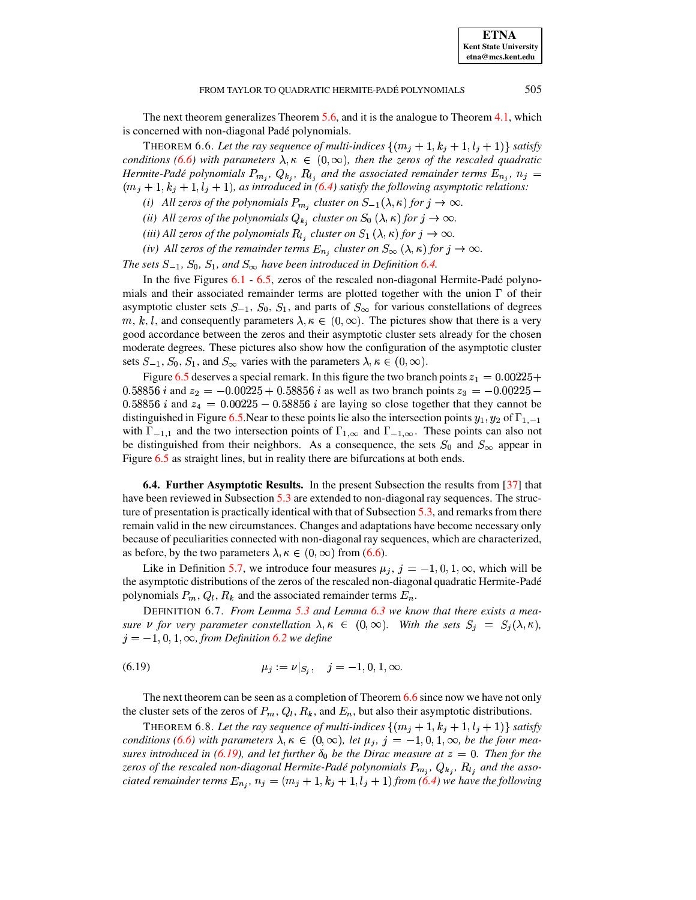The next theorem generalizes Theorem 5.6, and it is the analogue to Theorem 4.1, which is concerned with non-diagonal Padé polynomials.

THEOREM 6.6. *Let the ray sequence of multi-indices $\{(m_j+1, k_j+1, l_j+1)\}$ satisfy conditions (6.6) with parameters $\lambda, \kappa \in (0,\infty)$, then the zeros of the rescaled quadratic Hermite-Padé polynomials $P_{m_j}$, $Q_{k_j}$, $R_{l_j}$ and the associated remainder terms $E_{n_j}$, $n_j = (m_j+1, k_j+1, l_j+1)$, as introduced in (6.4) satisfy the following asymptotic relations:*

*(i) All zeros of the polynomials $P_{m_j}$ cluster on $S_{-1}(\lambda,\kappa)$ for $j \to \infty$.*

*(ii) All zeros of the polynomials $Q_{k_j}$ cluster on $S_0(\lambda,\kappa)$ for $j \to \infty$.*

*(iii) All zeros of the polynomials $R_{l_j}$ cluster on $S_1(\lambda,\kappa)$ for $j \to \infty$.*

*(iv) All zeros of the remainder terms $E_{n_j}$ cluster on $S_\infty(\lambda,\kappa)$ for $j \to \infty$.*

*The sets $S_{-1}$, $S_0$, $S_1$, and $S_\infty$ have been introduced in Definition 6.4.*

In the five Figures 6.1 - 6.5, zeros of the rescaled non-diagonal Hermite-Padé polynomials and their associated remainder terms are plotted together with the union $\Gamma$ of their asymptotic cluster sets $S_{-1}$, $S_0$, $S_1$, and parts of $S_\infty$ for various constellations of degrees $m$, $k$, $l$, and consequently parameters $\lambda, \kappa \in (0,\infty)$. The pictures show that there is a very good accordance between the zeros and their asymptotic cluster sets already for the chosen moderate degrees. These pictures also show how the configuration of the asymptotic cluster sets $S_{-1}$, $S_0$, $S_1$, and $S_\infty$ varies with the parameters $\lambda, \kappa \in (0,\infty)$.

Figure 6.5 deserves a special remark. In this figure the two branch points $z_1 = 0.00225 + 0.58856\,i$ and $z_2 = -0.00225 + 0.58856\,i$ as well as two branch points $z_3 = -0.00225 - 0.58856\,i$ and $z_4 = 0.00225 - 0.58856\,i$ are laying so close together that they cannot be distinguished in Figure 6.5.Near to these points lie also the intersection points $y_1, y_2$ of $\Gamma_{1,-1}$ with $\Gamma_{-1,1}$ and the two intersection points of $\Gamma_{1,\infty}$ and $\Gamma_{-1,\infty}$. These points can also not be distinguished from their neighbors. As a consequence, the sets $S_0$ and $S_\infty$ appear in Figure 6.5 as straight lines, but in reality there are bifurcations at both ends.

### 6.4. Further Asymptotic Results.

In the present Subsection the results from [37] that have been reviewed in Subsection 5.3 are extended to non-diagonal ray sequences. The structure of presentation is practically identical with that of Subsection 5.3, and remarks from there remain valid in the new circumstances. Changes and adaptations have become necessary only because of peculiarities connected with non-diagonal ray sequences, which are characterized, as before, by the two parameters $\lambda, \kappa \in (0,\infty)$ from (6.6).

Like in Definition 5.7, we introduce four measures $\mu_j$, $j = -1, 0, 1, \infty$, which will be the asymptotic distributions of the zeros of the rescaled non-diagonal quadratic Hermite-Padé polynomials $P_m$, $Q_l$, $R_k$ and the associated remainder terms $E_n$.

DEFINITION 6.7. *From Lemma 5.3 and Lemma 6.3 we know that there exists a measure $\nu$ for very parameter constellation $\lambda, \kappa \in (0,\infty)$. With the sets $S_j = S_j(\lambda,\kappa)$, $j = -1, 0, 1, \infty$, from Definition 6.2 we define*

$$\mu_j := \nu|_{S_j}, \quad j = -1, 0, 1, \infty. \tag{6.19}$$

The next theorem can be seen as a completion of Theorem 6.6 since now we have not only the cluster sets of the zeros of $P_m$, $Q_l$, $R_k$, and $E_n$, but also their asymptotic distributions.

THEOREM 6.8. *Let the ray sequence of multi-indices $\{(m_j+1, k_j+1, l_j+1)\}$ satisfy conditions (6.6) with parameters $\lambda, \kappa \in (0,\infty)$, let $\mu_j$, $j = -1, 0, 1, \infty$, be the four measures introduced in (6.19), and let further $\delta_0$ be the Dirac measure at $z = 0$. Then for the zeros of the rescaled non-diagonal Hermite-Padé polynomials $P_{m_j}$, $Q_{k_j}$, $R_{l_j}$ and the associated remainder terms $E_{n_j}$, $n_j = (m_j+1, k_j+1, l_j+1)$ from (6.4) we have the following*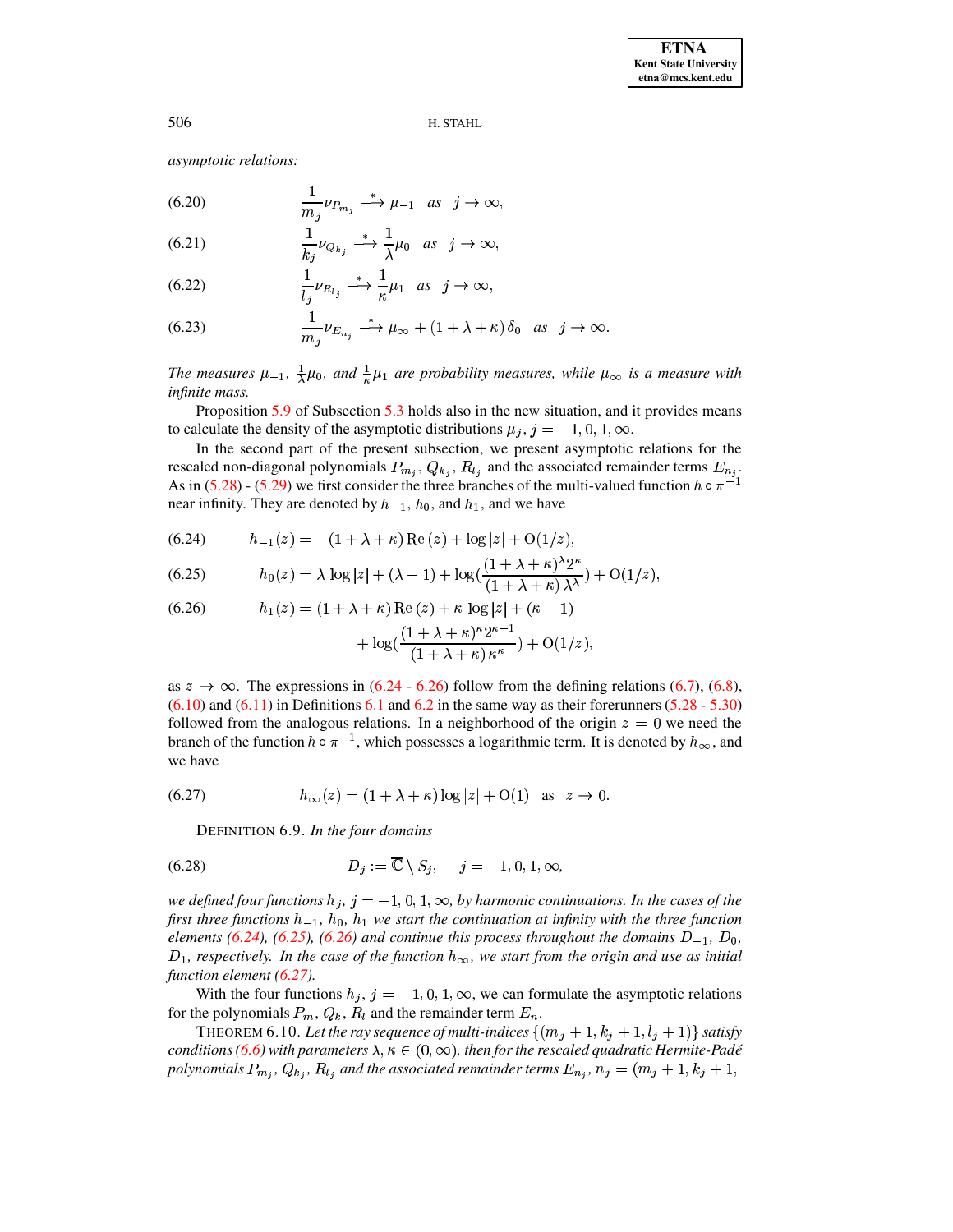*asymptotic relations:*

$$\frac{1}{m_j}\nu_{P_{m_j}} \xrightarrow{\ *\ } \mu_{-1} \quad as \quad j \to \infty, \tag{6.20}$$

$$\frac{1}{k_j}\nu_{Q_{k_j}} \xrightarrow{\ *\ } \frac{1}{\lambda}\mu_0 \quad as \quad j \to \infty, \tag{6.21}$$

$$\frac{1}{l_j}\nu_{R_{l_j}} \xrightarrow{\ *\ } \frac{1}{\kappa}\mu_1 \quad as \quad j \to \infty, \tag{6.22}$$

$$\frac{1}{m_j}\nu_{E_{n_j}} \xrightarrow{\ *\ } \mu_\infty + (1+\lambda+\kappa)\,\delta_0 \quad as \quad j \to \infty. \tag{6.23}$$

*The measures $\mu_{-1}$, $\frac{1}{\lambda}\mu_0$, and $\frac{1}{\kappa}\mu_1$ are probability measures, while $\mu_\infty$ is a measure with infinite mass.*

Proposition 5.9 of Subsection 5.3 holds also in the new situation, and it provides means to calculate the density of the asymptotic distributions $\mu_j$, $j=-1,0,1,\infty$.

In the second part of the present subsection, we present asymptotic relations for the rescaled non-diagonal polynomials $P_{m_j}$, $Q_{k_j}$, $R_{l_j}$ and the associated remainder terms $E_{n_j}$. As in (5.28) - (5.29) we first consider the three branches of the multi-valued function $h\circ\pi^{-1}$ near infinity. They are denoted by $h_{-1}$, $h_0$, and $h_1$, and we have

$$h_{-1}(z) = -(1+\lambda+\kappa)\,\mathrm{Re}\,(z) + \log|z| + \mathrm{O}(1/z), \tag{6.24}$$

$$h_0(z) = \lambda\,\log|z| + (\lambda-1) + \log\left(\frac{(1+\lambda+\kappa)^\lambda 2^\kappa}{(1+\lambda+\kappa)\,\lambda^\lambda}\right) + \mathrm{O}(1/z), \tag{6.25}$$

$$\begin{aligned} h_1(z) = {} & (1+\lambda+\kappa)\,\mathrm{Re}\,(z) + \kappa\,\log|z| + (\kappa-1) \\ & + \log\left(\frac{(1+\lambda+\kappa)^\kappa 2^{\kappa-1}}{(1+\lambda+\kappa)\,\kappa^\kappa}\right) + \mathrm{O}(1/z), \end{aligned} \tag{6.26}$$

as $z\to\infty$. The expressions in (6.24 - 6.26) follow from the defining relations (6.7), (6.8), (6.10) and (6.11) in Definitions 6.1 and 6.2 in the same way as their forerunners (5.28 - 5.30) followed from the analogous relations. In a neighborhood of the origin $z=0$ we need the branch of the function $h\circ\pi^{-1}$, which possesses a logarithmic term. It is denoted by $h_\infty$, and we have

$$h_\infty(z) = (1+\lambda+\kappa)\log|z| + \mathrm{O}(1) \quad \text{as} \quad z \to 0. \tag{6.27}$$

DEFINITION 6.9. *In the four domains*

$$D_j := \overline{\mathbb{C}} \setminus S_j, \qquad j=-1,0,1,\infty, \tag{6.28}$$

*we defined four functions $h_j$, $j=-1,0,1,\infty$, by harmonic continuations. In the cases of the first three functions $h_{-1}$, $h_0$, $h_1$ we start the continuation at infinity with the three function elements (6.24), (6.25), (6.26) and continue this process throughout the domains $D_{-1}$, $D_0$, $D_1$, respectively. In the case of the function $h_\infty$, we start from the origin and use as initial function element (6.27).*

With the four functions $h_j$, $j=-1,0,1,\infty$, we can formulate the asymptotic relations for the polynomials $P_m$, $Q_k$, $R_l$ and the remainder term $E_n$.

THEOREM 6.10. *Let the ray sequence of multi-indices $\{(m_j+1,k_j+1,l_j+1)\}$ satisfy conditions (6.6) with parameters $\lambda,\kappa\in(0,\infty)$, then for the rescaled quadratic Hermite-Padé polynomials $P_{m_j}$, $Q_{k_j}$, $R_{l_j}$ and the associated remainder terms $E_{n_j}$, $n_j=(m_j+1,k_j+1,$*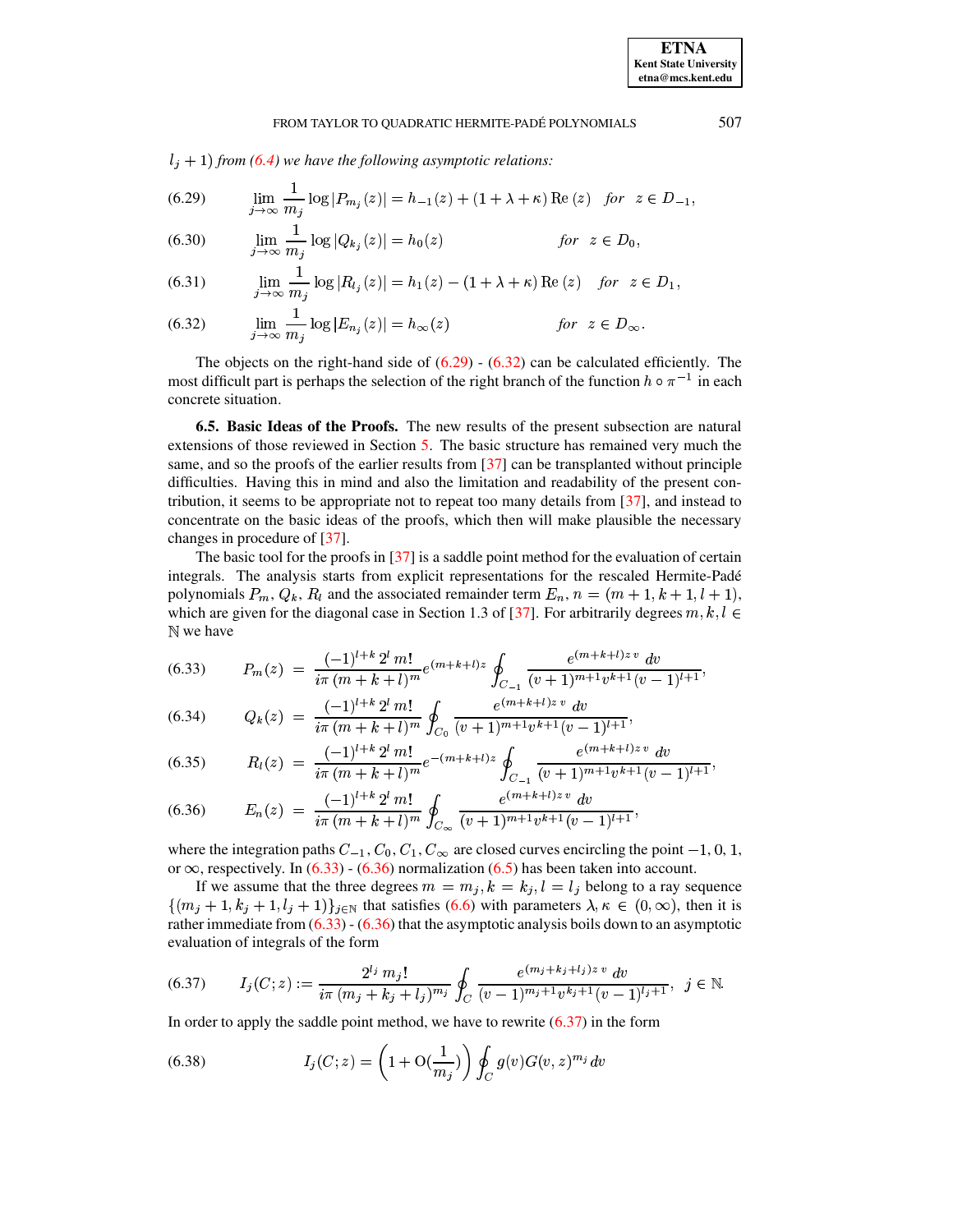$l_j + 1)$ *from (6.4) we have the following asymptotic relations:*

$$\lim_{j\to\infty} \frac{1}{m_j} \log |P_{m_j}(z)| = h_{-1}(z) + (1+\lambda+\kappa)\,\mathrm{Re}\,(z) \quad \textit{for} \quad z \in D_{-1}, \tag{6.29}$$

$$\lim_{j\to\infty} \frac{1}{m_j} \log |Q_{k_j}(z)| = h_0(z) \qquad \textit{for} \quad z \in D_0, \tag{6.30}$$

$$\lim_{j\to\infty} \frac{1}{m_j} \log |R_{l_j}(z)| = h_1(z) - (1+\lambda+\kappa)\,\mathrm{Re}\,(z) \quad \textit{for} \quad z \in D_1, \tag{6.31}$$

$$\lim_{j\to\infty} \frac{1}{m_j} \log |E_{n_j}(z)| = h_\infty(z) \qquad \textit{for} \quad z \in D_\infty. \tag{6.32}$$

The objects on the right-hand side of (6.29) - (6.32) can be calculated efficiently. The most difficult part is perhaps the selection of the right branch of the function $h \circ \pi^{-1}$ in each concrete situation.

**6.5. Basic Ideas of the Proofs.** The new results of the present subsection are natural extensions of those reviewed in Section 5. The basic structure has remained very much the same, and so the proofs of the earlier results from [37] can be transplanted without principle difficulties. Having this in mind and also the limitation and readability of the present contribution, it seems to be appropriate not to repeat too many details from [37], and instead to concentrate on the basic ideas of the proofs, which then will make plausible the necessary changes in procedure of [37].

The basic tool for the proofs in [37] is a saddle point method for the evaluation of certain integrals. The analysis starts from explicit representations for the rescaled Hermite-Padé polynomials $P_m$, $Q_k$, $R_l$ and the associated remainder term $E_n$, $n = (m+1, k+1, l+1)$, which are given for the diagonal case in Section 1.3 of [37]. For arbitrarily degrees $m, k, l \in \mathbb{N}$ we have

$$P_m(z) = \frac{(-1)^{l+k}\, 2^l\, m!}{i\pi\,(m+k+l)^m} e^{(m+k+l)z} \oint_{C_{-1}} \frac{e^{(m+k+l)z\,v}\, dv}{(v+1)^{m+1} v^{k+1} (v-1)^{l+1}}, \tag{6.33}$$

$$Q_k(z) = \frac{(-1)^{l+k}\, 2^l\, m!}{i\pi\,(m+k+l)^m} \oint_{C_0} \frac{e^{(m+k+l)z\,v}\, dv}{(v+1)^{m+1} v^{k+1} (v-1)^{l+1}}, \tag{6.34}$$

$$R_l(z) = \frac{(-1)^{l+k}\, 2^l\, m!}{i\pi\,(m+k+l)^m} e^{-(m+k+l)z} \oint_{C_{-1}} \frac{e^{(m+k+l)z\,v}\, dv}{(v+1)^{m+1} v^{k+1} (v-1)^{l+1}}, \tag{6.35}$$

$$E_n(z) = \frac{(-1)^{l+k}\, 2^l\, m!}{i\pi\,(m+k+l)^m} \oint_{C_\infty} \frac{e^{(m+k+l)z\,v}\, dv}{(v+1)^{m+1} v^{k+1} (v-1)^{l+1}}, \tag{6.36}$$

where the integration paths $C_{-1}, C_0, C_1, C_\infty$ are closed curves encircling the point $-1, 0, 1$, or $\infty$, respectively. In (6.33) - (6.36) normalization (6.5) has been taken into account.

If we assume that the three degrees $m = m_j, k = k_j, l = l_j$ belong to a ray sequence $\{(m_j+1, k_j+1, l_j+1)\}_{j\in\mathbb{N}}$ that satisfies (6.6) with parameters $\lambda, \kappa \in (0, \infty)$, then it is rather immediate from (6.33) - (6.36) that the asymptotic analysis boils down to an asymptotic evaluation of integrals of the form

$$I_j(C; z) := \frac{2^{l_j}\, m_j!}{i\pi\,(m_j+k_j+l_j)^{m_j}} \oint_C \frac{e^{(m_j+k_j+l_j)z\,v}\, dv}{(v-1)^{m_j+1} v^{k_j+1} (v-1)^{l_j+1}}, \quad j \in \mathbb{N}. \tag{6.37}$$

In order to apply the saddle point method, we have to rewrite (6.37) in the form

$$I_j(C; z) = \left(1 + \mathrm{O}(\frac{1}{m_j})\right) \oint_C g(v) G(v, z)^{m_j}\, dv \tag{6.38}$$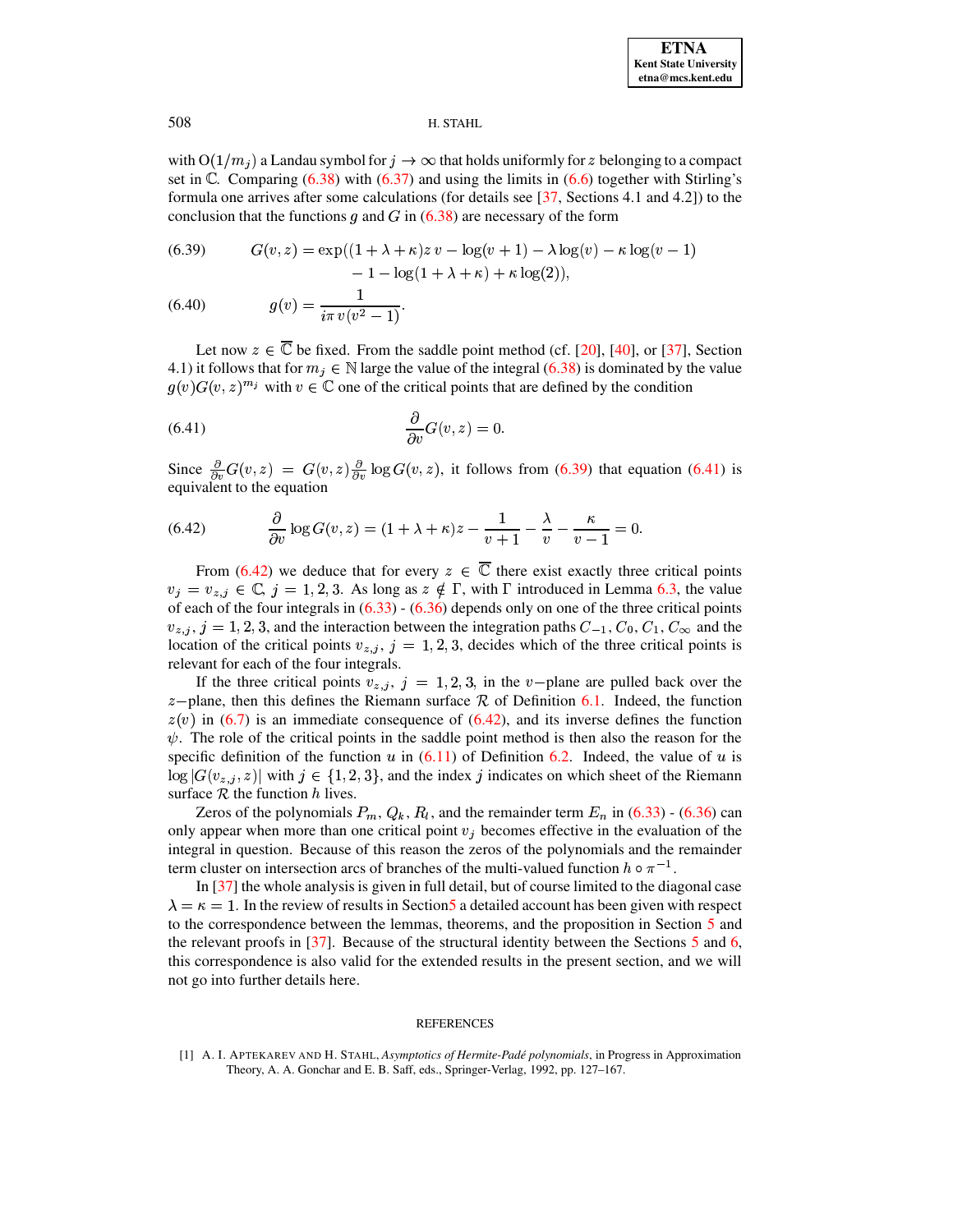with $\mathrm{O}(1/m_j)$ a Landau symbol for $j \to \infty$ that holds uniformly for $z$ belonging to a compact set in $\mathbb{C}$. Comparing (6.38) with (6.37) and using the limits in (6.6) together with Stirling's formula one arrives after some calculations (for details see [37, Sections 4.1 and 4.2]) to the conclusion that the functions $g$ and $G$ in (6.38) are necessary of the form

$$
\begin{aligned}
\text{(6.39)} \qquad G(v,z) = \exp((1+\lambda+\kappa)z\, v - \log(v+1) - \lambda \log(v) - \kappa \log(v-1) \\
- 1 - \log(1+\lambda+\kappa) + \kappa \log(2)),
\end{aligned}
$$

$$
\text{(6.40)} \qquad g(v) = \frac{1}{i\pi\, v\,(v^2-1)}.
$$

Let now $z \in \overline{\mathbb{C}}$ be fixed. From the saddle point method (cf. [20], [40], or [37], Section 4.1) it follows that for $m_j \in \mathbb{N}$ large the value of the integral (6.38) is dominated by the value $g(v)G(v,z)^{m_j}$ with $v \in \mathbb{C}$ one of the critical points that are defined by the condition

$$
\text{(6.41)} \qquad \frac{\partial}{\partial v} G(v,z) = 0.
$$

Since $\frac{\partial}{\partial v} G(v,z) = G(v,z) \frac{\partial}{\partial v} \log G(v,z)$, it follows from (6.39) that equation (6.41) is equivalent to the equation

$$
\text{(6.42)} \qquad \frac{\partial}{\partial v} \log G(v,z) = (1+\lambda+\kappa)z - \frac{1}{v+1} - \frac{\lambda}{v} - \frac{\kappa}{v-1} = 0.
$$

From (6.42) we deduce that for every $z \in \overline{\mathbb{C}}$ there exist exactly three critical points $v_j = v_{z,j} \in \mathbb{C}$, $j = 1,2,3$. As long as $z \notin \Gamma$, with $\Gamma$ introduced in Lemma 6.3, the value of each of the four integrals in (6.33) - (6.36) depends only on one of the three critical points $v_{z,j}$, $j = 1,2,3$, and the interaction between the integration paths $C_{-1}, C_0, C_1, C_\infty$ and the location of the critical points $v_{z,j}$, $j = 1,2,3$, decides which of the three critical points is relevant for each of the four integrals.

If the three critical points $v_{z,j}$, $j = 1,2,3$, in the $v-$plane are pulled back over the $z-$plane, then this defines the Riemann surface $\mathcal{R}$ of Definition 6.1. Indeed, the function $z(v)$ in (6.7) is an immediate consequence of (6.42), and its inverse defines the function $\psi$. The role of the critical points in the saddle point method is then also the reason for the specific definition of the function $u$ in (6.11) of Definition 6.2. Indeed, the value of $u$ is $\log|G(v_{z,j},z)|$ with $j \in \{1,2,3\}$, and the index $j$ indicates on which sheet of the Riemann surface $\mathcal{R}$ the function $h$ lives.

Zeros of the polynomials $P_m$, $Q_k$, $R_l$, and the remainder term $E_n$ in (6.33) - (6.36) can only appear when more than one critical point $v_j$ becomes effective in the evaluation of the integral in question. Because of this reason the zeros of the polynomials and the remainder term cluster on intersection arcs of branches of the multi-valued function $h \circ \pi^{-1}$.

In [37] the whole analysis is given in full detail, but of course limited to the diagonal case $\lambda = \kappa = 1$. In the review of results in Section 5 a detailed account has been given with respect to the correspondence between the lemmas, theorems, and the proposition in Section 5 and the relevant proofs in [37]. Because of the structural identity between the Sections 5 and 6, this correspondence is also valid for the extended results in the present section, and we will not go into further details here.

## REFERENCES

[1] A. I. Aptekarev and H. Stahl, *Asymptotics of Hermite-Padé polynomials*, in Progress in Approximation Theory, A. A. Gonchar and E. B. Saff, eds., Springer-Verlag, 1992, pp. 127–167.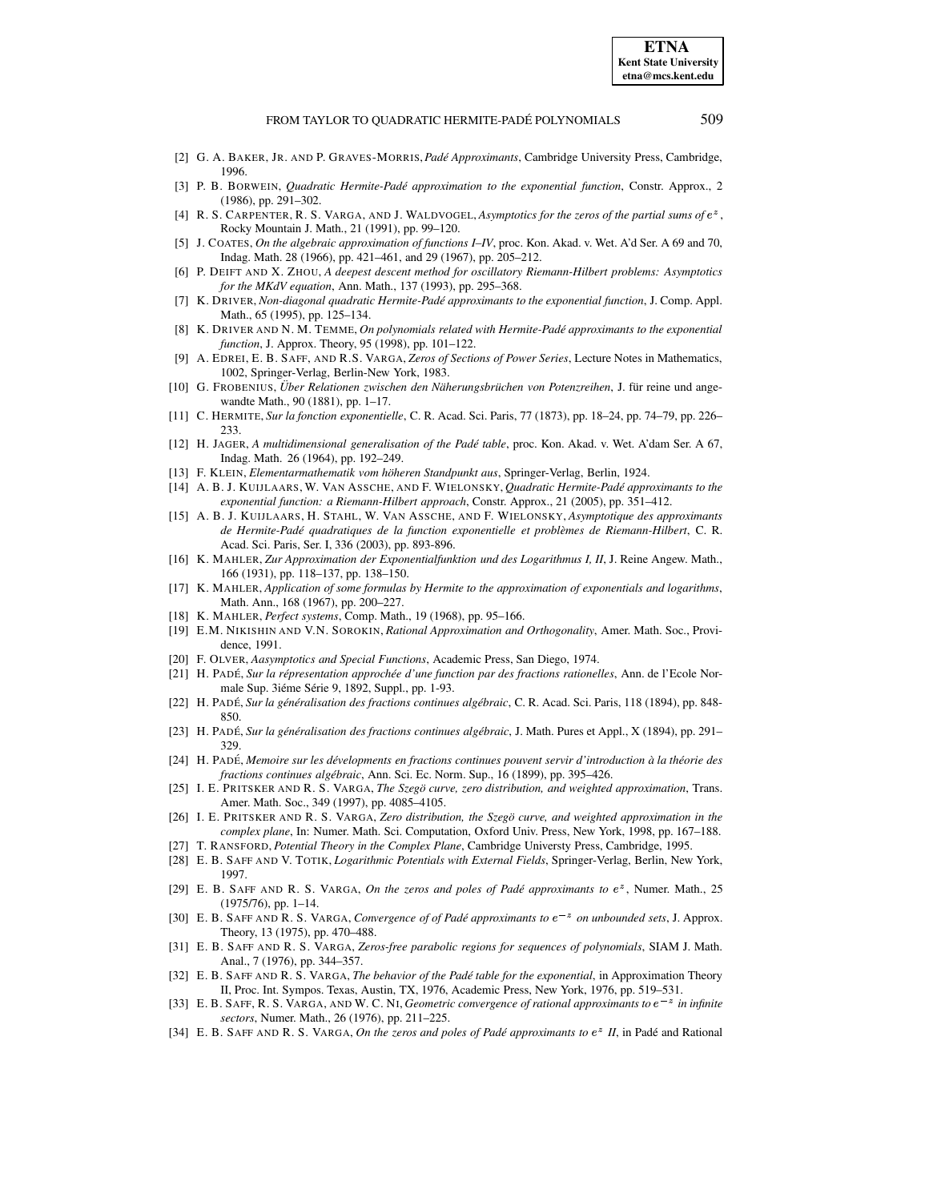[2] G. A. BAKER, JR. AND P. GRAVES-MORRIS, *Padé Approximants*, Cambridge University Press, Cambridge, 1996.

[3] P. B. BORWEIN, *Quadratic Hermite-Padé approximation to the exponential function*, Constr. Approx., 2 (1986), pp. 291–302.

[4] R. S. CARPENTER, R. S. VARGA, AND J. WALDVOGEL, *Asymptotics for the zeros of the partial sums of $e^z$*, Rocky Mountain J. Math., 21 (1991), pp. 99–120.

[5] J. COATES, *On the algebraic approximation of functions I–IV*, proc. Kon. Akad. v. Wet. A'd Ser. A 69 and 70, Indag. Math. 28 (1966), pp. 421–461, and 29 (1967), pp. 205–212.

[6] P. DEIFT AND X. ZHOU, *A deepest descent method for oscillatory Riemann-Hilbert problems: Asymptotics for the MKdV equation*, Ann. Math., 137 (1993), pp. 295–368.

[7] K. DRIVER, *Non-diagonal quadratic Hermite-Padé approximants to the exponential function*, J. Comp. Appl. Math., 65 (1995), pp. 125–134.

[8] K. DRIVER AND N. M. TEMME, *On polynomials related with Hermite-Padé approximants to the exponential function*, J. Approx. Theory, 95 (1998), pp. 101–122.

[9] A. EDREI, E. B. SAFF, AND R.S. VARGA, *Zeros of Sections of Power Series*, Lecture Notes in Mathematics, 1002, Springer-Verlag, Berlin-New York, 1983.

[10] G. FROBENIUS, *Über Relationen zwischen den Näherungsbrüchen von Potenzreihen*, J. für reine und angewandte Math., 90 (1881), pp. 1–17.

[11] C. HERMITE, *Sur la fonction exponentielle*, C. R. Acad. Sci. Paris, 77 (1873), pp. 18–24, pp. 74–79, pp. 226–233.

[12] H. JAGER, *A multidimensional generalisation of the Padé table*, proc. Kon. Akad. v. Wet. A'dam Ser. A 67, Indag. Math. 26 (1964), pp. 192–249.

[13] F. KLEIN, *Elementarmathematik vom höheren Standpunkt aus*, Springer-Verlag, Berlin, 1924.

[14] A. B. J. KUIJLAARS, W. VAN ASSCHE, AND F. WIELONSKY, *Quadratic Hermite-Padé approximants to the exponential function: a Riemann-Hilbert approach*, Constr. Approx., 21 (2005), pp. 351–412.

[15] A. B. J. KUIJLAARS, H. STAHL, W. VAN ASSCHE, AND F. WIELONSKY, *Asymptotique des approximants de Hermite-Padé quadratiques de la function exponentielle et problèmes de Riemann-Hilbert*, C. R. Acad. Sci. Paris, Ser. I, 336 (2003), pp. 893-896.

[16] K. MAHLER, *Zur Approximation der Exponentialfunktion und des Logarithmus I, II*, J. Reine Angew. Math., 166 (1931), pp. 118–137, pp. 138–150.

[17] K. MAHLER, *Application of some formulas by Hermite to the approximation of exponentials and logarithms*, Math. Ann., 168 (1967), pp. 200–227.

[18] K. MAHLER, *Perfect systems*, Comp. Math., 19 (1968), pp. 95–166.

[19] E.M. NIKISHIN AND V.N. SOROKIN, *Rational Approximation and Orthogonality*, Amer. Math. Soc., Providence, 1991.

[20] F. OLVER, *Aasymptotics and Special Functions*, Academic Press, San Diego, 1974.

[21] H. PADÉ, *Sur la répresentation approchée d'une function par des fractions rationelles*, Ann. de l'Ecole Normale Sup. 3iéme Série 9, 1892, Suppl., pp. 1-93.

[22] H. PADÉ, *Sur la généralisation des fractions continues algébraic*, C. R. Acad. Sci. Paris, 118 (1894), pp. 848-850.

[23] H. PADÉ, *Sur la généralisation des fractions continues algébraic*, J. Math. Pures et Appl., X (1894), pp. 291–329.

[24] H. PADÉ, *Memoire sur les dévelopments en fractions continues pouvent servir d'introduction à la théorie des fractions continues algébraic*, Ann. Sci. Ec. Norm. Sup., 16 (1899), pp. 395–426.

[25] I. E. PRITSKER AND R. S. VARGA, *The Szegö curve, zero distribution, and weighted approximation*, Trans. Amer. Math. Soc., 349 (1997), pp. 4085–4105.

[26] I. E. PRITSKER AND R. S. VARGA, *Zero distribution, the Szegö curve, and weighted approximation in the complex plane*, In: Numer. Math. Sci. Computation, Oxford Univ. Press, New York, 1998, pp. 167–188.

[27] T. RANSFORD, *Potential Theory in the Complex Plane*, Cambridge Universty Press, Cambridge, 1995.

[28] E. B. SAFF AND V. TOTIK, *Logarithmic Potentials with External Fields*, Springer-Verlag, Berlin, New York, 1997.

[29] E. B. SAFF AND R. S. VARGA, *On the zeros and poles of Padé approximants to $e^z$*, Numer. Math., 25 (1975/76), pp. 1–14.

[30] E. B. SAFF AND R. S. VARGA, *Convergence of of Padé approximants to $e^{-z}$ on unbounded sets*, J. Approx. Theory, 13 (1975), pp. 470–488.

[31] E. B. SAFF AND R. S. VARGA, *Zeros-free parabolic regions for sequences of polynomials*, SIAM J. Math. Anal., 7 (1976), pp. 344–357.

[32] E. B. SAFF AND R. S. VARGA, *The behavior of the Padé table for the exponential*, in Approximation Theory II, Proc. Int. Sympos. Texas, Austin, TX, 1976, Academic Press, New York, 1976, pp. 519–531.

[33] E. B. SAFF, R. S. VARGA, AND W. C. NI, *Geometric convergence of rational approximants to $e^{-z}$ in infinite sectors*, Numer. Math., 26 (1976), pp. 211–225.

[34] E. B. SAFF AND R. S. VARGA, *On the zeros and poles of Padé approximants to $e^z$ II*, in Padé and Rational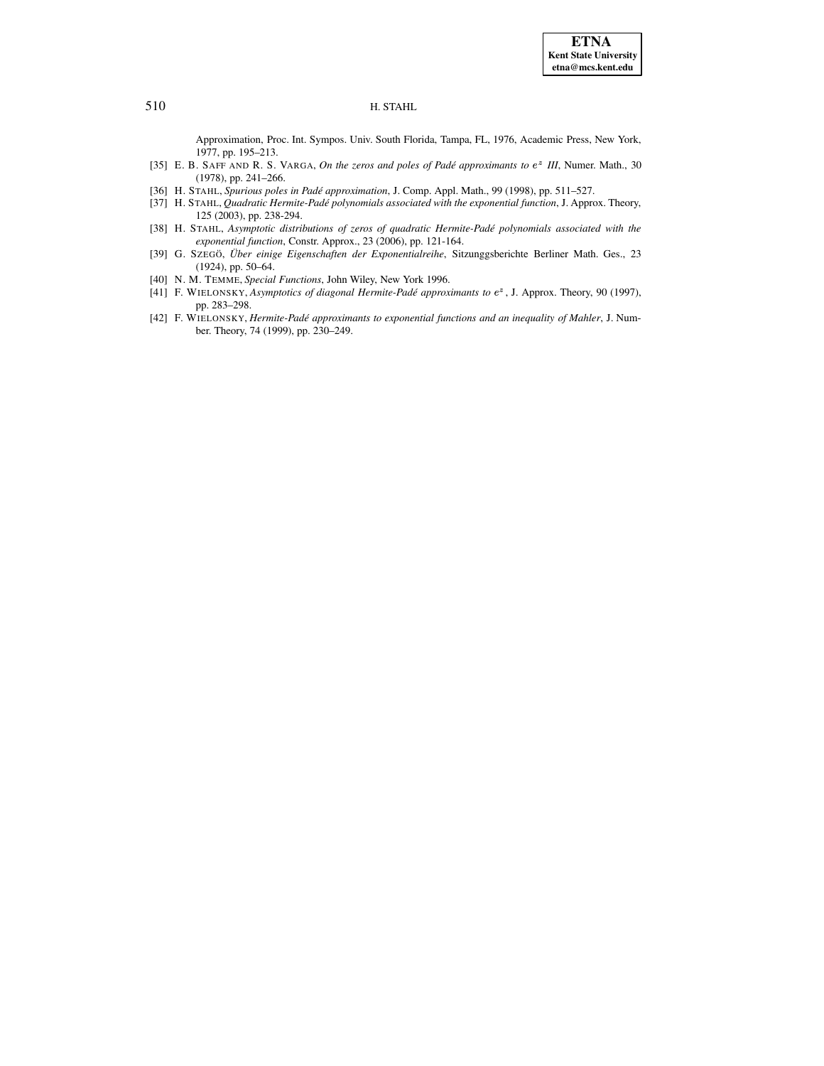Approximation, Proc. Int. Sympos. Univ. South Florida, Tampa, FL, 1976, Academic Press, New York, 1977, pp. 195–213.

[35] E. B. SAFF AND R. S. VARGA, *On the zeros and poles of Padé approximants to $e^z$ III*, Numer. Math., 30 (1978), pp. 241–266.

[36] H. STAHL, *Spurious poles in Padé approximation*, J. Comp. Appl. Math., 99 (1998), pp. 511–527.

[37] H. STAHL, *Quadratic Hermite-Padé polynomials associated with the exponential function*, J. Approx. Theory, 125 (2003), pp. 238-294.

[38] H. STAHL, *Asymptotic distributions of zeros of quadratic Hermite-Padé polynomials associated with the exponential function*, Constr. Approx., 23 (2006), pp. 121-164.

[39] G. SZEGÖ, *Über einige Eigenschaften der Exponentialreihe*, Sitzunggsberichte Berliner Math. Ges., 23 (1924), pp. 50–64.

[40] N. M. TEMME, *Special Functions*, John Wiley, New York 1996.

[41] F. WIELONSKY, *Asymptotics of diagonal Hermite-Padé approximants to $e^z$*, J. Approx. Theory, 90 (1997), pp. 283–298.

[42] F. WIELONSKY, *Hermite-Padé approximants to exponential functions and an inequality of Mahler*, J. Number. Theory, 74 (1999), pp. 230–249.